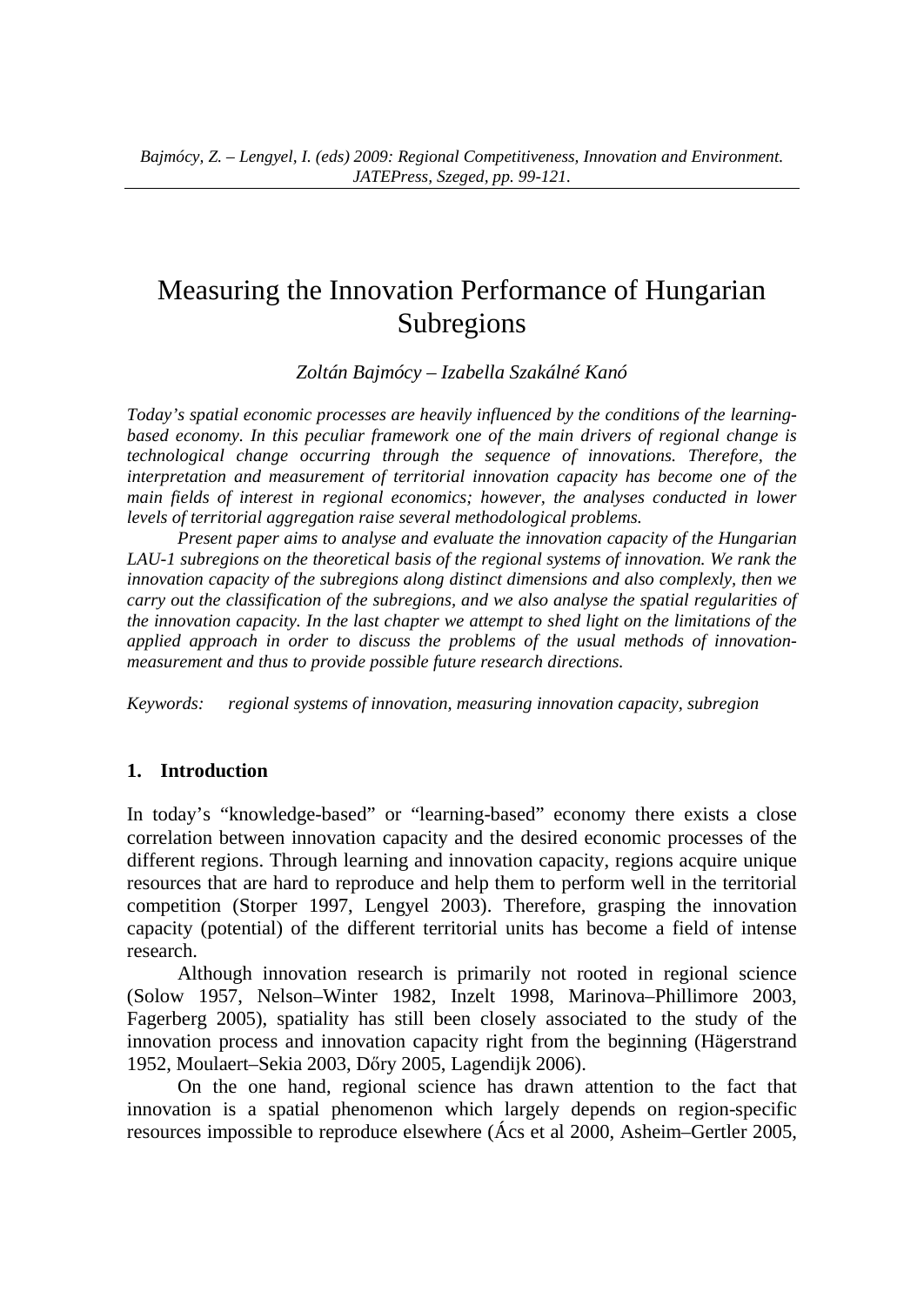*Bajmócy, Z. – Lengyel, I. (eds) 2009: Regional Competitiveness, Innovation and Environment. JATEPress, Szeged, pp. 99-121.*

# Measuring the Innovation Performance of Hungarian Subregions

*Zoltán Bajmócy – Izabella Szakálné Kanó*

*Today's spatial economic processes are heavily influenced by the conditions of the learning-based economy. In this peculiar framework one of the main drivers of regional change is technological change occurring through the sequence of innovations. Therefore, the interpretation and measurement of territorial innovation capacity has become one of the main fields of interest in regional economics; however, the analyses conducted in lower levels of territorial aggregation raise several methodological problems.*

*Present paper aims to analyse and evaluate the innovation capacity of the Hungarian LAU-1 subregions on the theoretical basis of the regional systems of innovation. We rank the innovation capacity of the subregions along distinct dimensions and also complexly, then we carry out the classification of the subregions, and we also analyse the spatial regularities of the innovation capacity. In the last chapter we attempt to shed light on the limitations of the applied approach in order to discuss the problems of the usual methods of innovation-measurement and thus to provide possible future research directions.*

*Keywords: regional systems of innovation, measuring innovation capacity, subregion*

## 1. Introduction

In today's "knowledge-based" or "learning-based" economy there exists a close correlation between innovation capacity and the desired economic processes of the different regions. Through learning and innovation capacity, regions acquire unique resources that are hard to reproduce and help them to perform well in the territorial competition (Storper 1997, Lengyel 2003). Therefore, grasping the innovation capacity (potential) of the different territorial units has become a field of intense research.

Although innovation research is primarily not rooted in regional science (Solow 1957, Nelson–Winter 1982, Inzelt 1998, Marinova–Phillimore 2003, Fagerberg 2005), spatiality has still been closely associated to the study of the innovation process and innovation capacity right from the beginning (Hägerstrand 1952, Moulaert–Sekia 2003, Dőry 2005, Lagendijk 2006).

On the one hand, regional science has drawn attention to the fact that innovation is a spatial phenomenon which largely depends on region-specific resources impossible to reproduce elsewhere (Ács et al 2000, Asheim–Gertler 2005,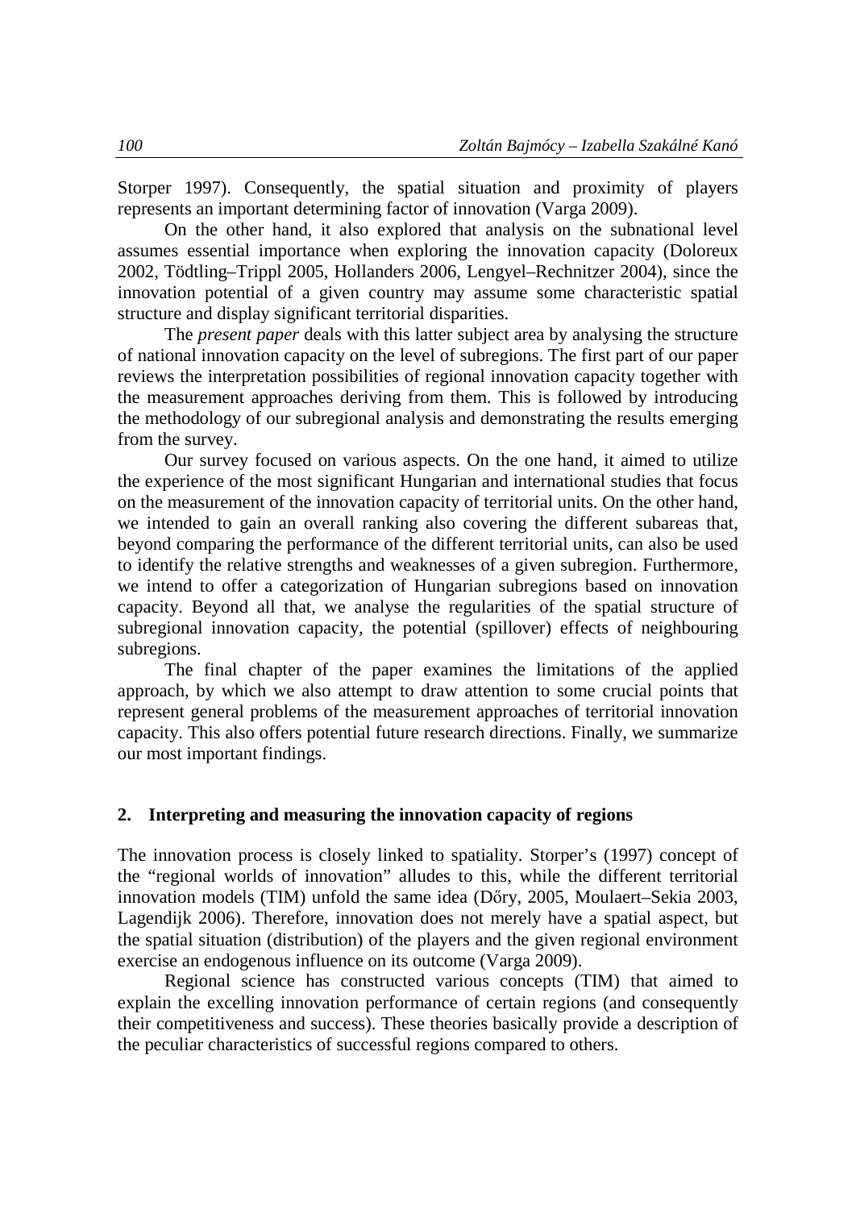Storper 1997). Consequently, the spatial situation and proximity of players represents an important determining factor of innovation (Varga 2009).

On the other hand, it also explored that analysis on the subnational level assumes essential importance when exploring the innovation capacity (Doloreux 2002, Tödtling–Trippl 2005, Hollanders 2006, Lengyel–Rechnitzer 2004), since the innovation potential of a given country may assume some characteristic spatial structure and display significant territorial disparities.

The *present paper* deals with this latter subject area by analysing the structure of national innovation capacity on the level of subregions. The first part of our paper reviews the interpretation possibilities of regional innovation capacity together with the measurement approaches deriving from them. This is followed by introducing the methodology of our subregional analysis and demonstrating the results emerging from the survey.

Our survey focused on various aspects. On the one hand, it aimed to utilize the experience of the most significant Hungarian and international studies that focus on the measurement of the innovation capacity of territorial units. On the other hand, we intended to gain an overall ranking also covering the different subareas that, beyond comparing the performance of the different territorial units, can also be used to identify the relative strengths and weaknesses of a given subregion. Furthermore, we intend to offer a categorization of Hungarian subregions based on innovation capacity. Beyond all that, we analyse the regularities of the spatial structure of subregional innovation capacity, the potential (spillover) effects of neighbouring subregions.

The final chapter of the paper examines the limitations of the applied approach, by which we also attempt to draw attention to some crucial points that represent general problems of the measurement approaches of territorial innovation capacity. This also offers potential future research directions. Finally, we summarize our most important findings.

## 2. Interpreting and measuring the innovation capacity of regions

The innovation process is closely linked to spatiality. Storper's (1997) concept of the "regional worlds of innovation" alludes to this, while the different territorial innovation models (TIM) unfold the same idea (Dőry, 2005, Moulaert–Sekia 2003, Lagendijk 2006). Therefore, innovation does not merely have a spatial aspect, but the spatial situation (distribution) of the players and the given regional environment exercise an endogenous influence on its outcome (Varga 2009).

Regional science has constructed various concepts (TIM) that aimed to explain the excelling innovation performance of certain regions (and consequently their competitiveness and success). These theories basically provide a description of the peculiar characteristics of successful regions compared to others.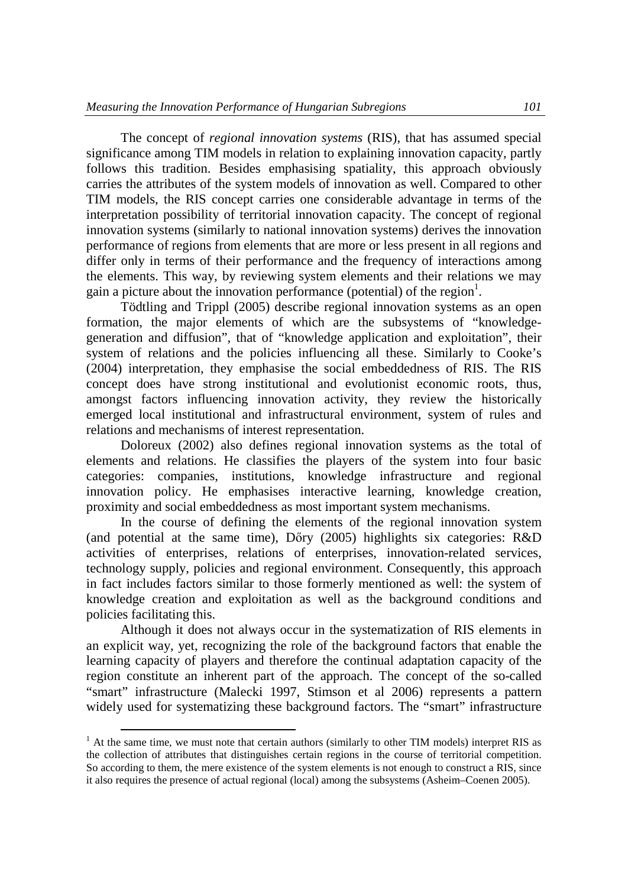The concept of *regional innovation systems* (RIS), that has assumed special significance among TIM models in relation to explaining innovation capacity, partly follows this tradition. Besides emphasising spatiality, this approach obviously carries the attributes of the system models of innovation as well. Compared to other TIM models, the RIS concept carries one considerable advantage in terms of the interpretation possibility of territorial innovation capacity. The concept of regional innovation systems (similarly to national innovation systems) derives the innovation performance of regions from elements that are more or less present in all regions and differ only in terms of their performance and the frequency of interactions among the elements. This way, by reviewing system elements and their relations we may gain a picture about the innovation performance (potential) of the region[1].

Tödtling and Trippl (2005) describe regional innovation systems as an open formation, the major elements of which are the subsystems of "knowledge-generation and diffusion", that of "knowledge application and exploitation", their system of relations and the policies influencing all these. Similarly to Cooke's (2004) interpretation, they emphasise the social embeddedness of RIS. The RIS concept does have strong institutional and evolutionist economic roots, thus, amongst factors influencing innovation activity, they review the historically emerged local institutional and infrastructural environment, system of rules and relations and mechanisms of interest representation.

Doloreux (2002) also defines regional innovation systems as the total of elements and relations. He classifies the players of the system into four basic categories: companies, institutions, knowledge infrastructure and regional innovation policy. He emphasises interactive learning, knowledge creation, proximity and social embeddedness as most important system mechanisms.

In the course of defining the elements of the regional innovation system (and potential at the same time), Dőry (2005) highlights six categories: R&D activities of enterprises, relations of enterprises, innovation-related services, technology supply, policies and regional environment. Consequently, this approach in fact includes factors similar to those formerly mentioned as well: the system of knowledge creation and exploitation as well as the background conditions and policies facilitating this.

Although it does not always occur in the systematization of RIS elements in an explicit way, yet, recognizing the role of the background factors that enable the learning capacity of players and therefore the continual adaptation capacity of the region constitute an inherent part of the approach. The concept of the so-called "smart" infrastructure (Malecki 1997, Stimson et al 2006) represents a pattern widely used for systematizing these background factors. The "smart" infrastructure

[1] At the same time, we must note that certain authors (similarly to other TIM models) interpret RIS as the collection of attributes that distinguishes certain regions in the course of territorial competition. So according to them, the mere existence of the system elements is not enough to construct a RIS, since it also requires the presence of actual regional (local) among the subsystems (Asheim–Coenen 2005).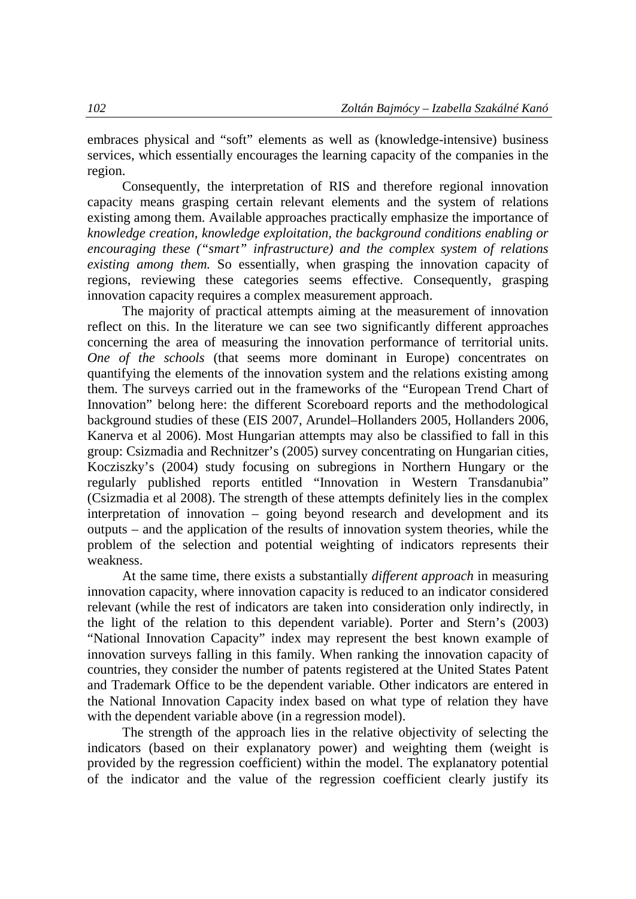embraces physical and "soft" elements as well as (knowledge-intensive) business services, which essentially encourages the learning capacity of the companies in the region.

Consequently, the interpretation of RIS and therefore regional innovation capacity means grasping certain relevant elements and the system of relations existing among them. Available approaches practically emphasize the importance of *knowledge creation, knowledge exploitation, the background conditions enabling or encouraging these ("smart" infrastructure) and the complex system of relations existing among them.* So essentially, when grasping the innovation capacity of regions, reviewing these categories seems effective. Consequently, grasping innovation capacity requires a complex measurement approach.

The majority of practical attempts aiming at the measurement of innovation reflect on this. In the literature we can see two significantly different approaches concerning the area of measuring the innovation performance of territorial units. *One of the schools* (that seems more dominant in Europe) concentrates on quantifying the elements of the innovation system and the relations existing among them. The surveys carried out in the frameworks of the "European Trend Chart of Innovation" belong here: the different Scoreboard reports and the methodological background studies of these (EIS 2007, Arundel–Hollanders 2005, Hollanders 2006, Kanerva et al 2006). Most Hungarian attempts may also be classified to fall in this group: Csizmadia and Rechnitzer's (2005) survey concentrating on Hungarian cities, Kocziszky's (2004) study focusing on subregions in Northern Hungary or the regularly published reports entitled "Innovation in Western Transdanubia" (Csizmadia et al 2008). The strength of these attempts definitely lies in the complex interpretation of innovation – going beyond research and development and its outputs – and the application of the results of innovation system theories, while the problem of the selection and potential weighting of indicators represents their weakness.

At the same time, there exists a substantially *different approach* in measuring innovation capacity, where innovation capacity is reduced to an indicator considered relevant (while the rest of indicators are taken into consideration only indirectly, in the light of the relation to this dependent variable). Porter and Stern's (2003) "National Innovation Capacity" index may represent the best known example of innovation surveys falling in this family. When ranking the innovation capacity of countries, they consider the number of patents registered at the United States Patent and Trademark Office to be the dependent variable. Other indicators are entered in the National Innovation Capacity index based on what type of relation they have with the dependent variable above (in a regression model).

The strength of the approach lies in the relative objectivity of selecting the indicators (based on their explanatory power) and weighting them (weight is provided by the regression coefficient) within the model. The explanatory potential of the indicator and the value of the regression coefficient clearly justify its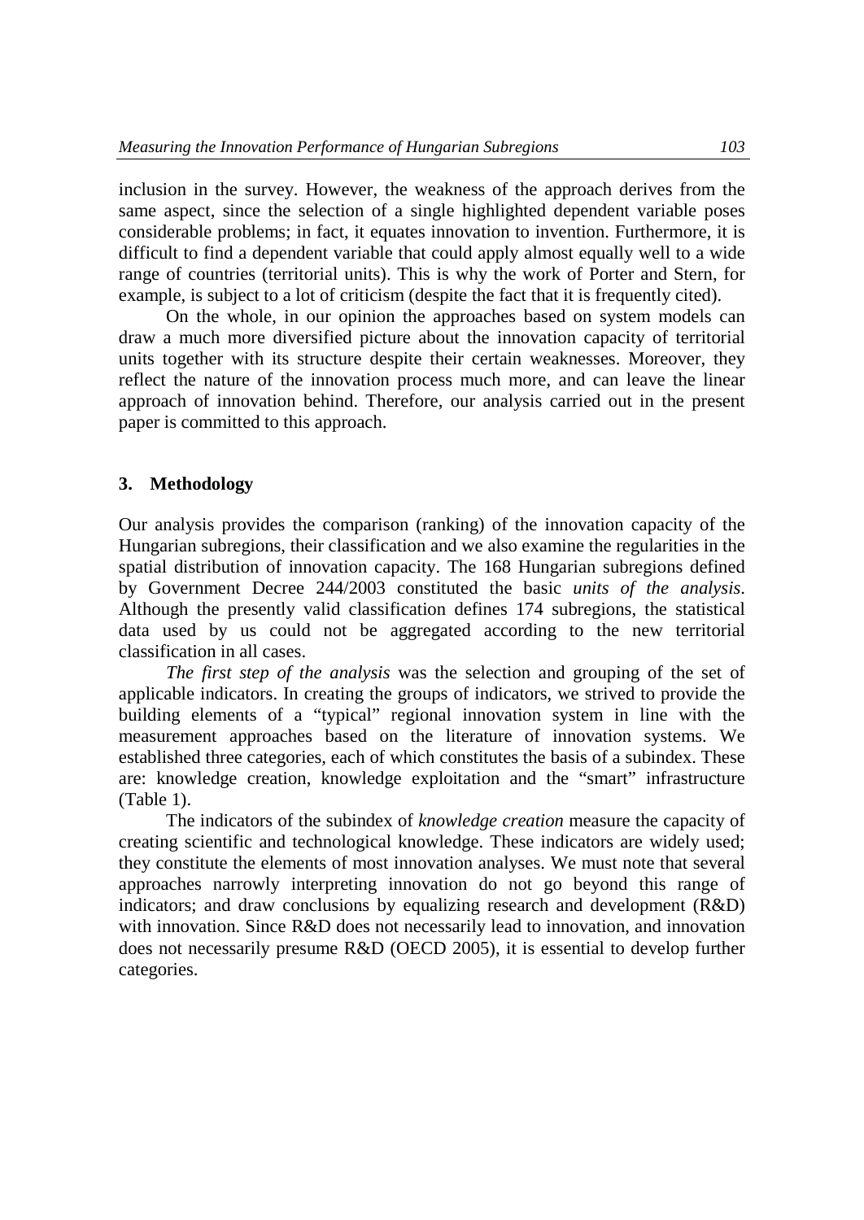inclusion in the survey. However, the weakness of the approach derives from the same aspect, since the selection of a single highlighted dependent variable poses considerable problems; in fact, it equates innovation to invention. Furthermore, it is difficult to find a dependent variable that could apply almost equally well to a wide range of countries (territorial units). This is why the work of Porter and Stern, for example, is subject to a lot of criticism (despite the fact that it is frequently cited).

On the whole, in our opinion the approaches based on system models can draw a much more diversified picture about the innovation capacity of territorial units together with its structure despite their certain weaknesses. Moreover, they reflect the nature of the innovation process much more, and can leave the linear approach of innovation behind. Therefore, our analysis carried out in the present paper is committed to this approach.

## 3. Methodology

Our analysis provides the comparison (ranking) of the innovation capacity of the Hungarian subregions, their classification and we also examine the regularities in the spatial distribution of innovation capacity. The 168 Hungarian subregions defined by Government Decree 244/2003 constituted the basic *units of the analysis*. Although the presently valid classification defines 174 subregions, the statistical data used by us could not be aggregated according to the new territorial classification in all cases.

*The first step of the analysis* was the selection and grouping of the set of applicable indicators. In creating the groups of indicators, we strived to provide the building elements of a "typical" regional innovation system in line with the measurement approaches based on the literature of innovation systems. We established three categories, each of which constitutes the basis of a subindex. These are: knowledge creation, knowledge exploitation and the "smart" infrastructure (Table 1).

The indicators of the subindex of *knowledge creation* measure the capacity of creating scientific and technological knowledge. These indicators are widely used; they constitute the elements of most innovation analyses. We must note that several approaches narrowly interpreting innovation do not go beyond this range of indicators; and draw conclusions by equalizing research and development (R&D) with innovation. Since R&D does not necessarily lead to innovation, and innovation does not necessarily presume R&D (OECD 2005), it is essential to develop further categories.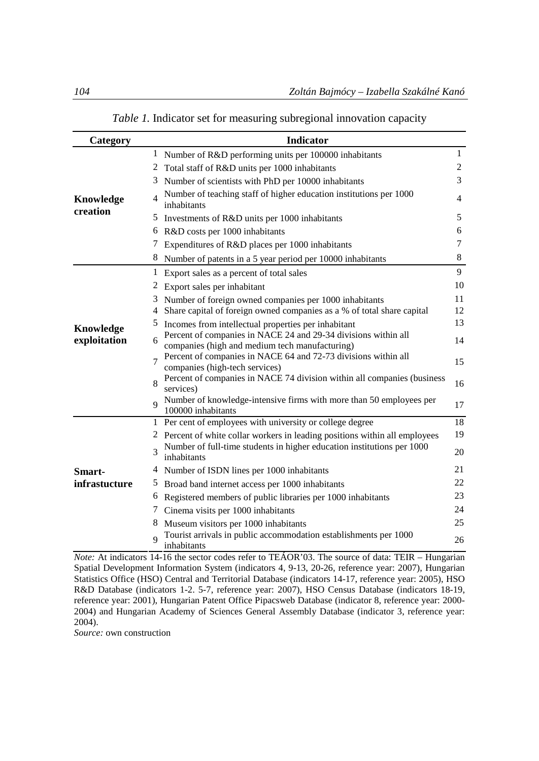*Table 1.* Indicator set for measuring subregional innovation capacity

| Category | | Indicator | |
|---|---|---|---|
| **Knowledge creation** | 1 | Number of R&D performing units per 100000 inhabitants | 1 |
| | 2 | Total staff of R&D units per 1000 inhabitants | 2 |
| | 3 | Number of scientists with PhD per 10000 inhabitants | 3 |
| | 4 | Number of teaching staff of higher education institutions per 1000 inhabitants | 4 |
| | 5 | Investments of R&D units per 1000 inhabitants | 5 |
| | 6 | R&D costs per 1000 inhabitants | 6 |
| | 7 | Expenditures of R&D places per 1000 inhabitants | 7 |
| | 8 | Number of patents in a 5 year period per 10000 inhabitants | 8 |
| **Knowledge exploitation** | 1 | Export sales as a percent of total sales | 9 |
| | 2 | Export sales per inhabitant | 10 |
| | 3 | Number of foreign owned companies per 1000 inhabitants | 11 |
| | 4 | Share capital of foreign owned companies as a % of total share capital | 12 |
| | 5 | Incomes from intellectual properties per inhabitant | 13 |
| | 6 | Percent of companies in NACE 24 and 29-34 divisions within all companies (high and medium tech manufacturing) | 14 |
| | 7 | Percent of companies in NACE 64 and 72-73 divisions within all companies (high-tech services) | 15 |
| | 8 | Percent of companies in NACE 74 division within all companies (business services) | 16 |
| | 9 | Number of knowledge-intensive firms with more than 50 employees per 100000 inhabitants | 17 |
| **Smart-infrastucture** | 1 | Per cent of employees with university or college degree | 18 |
| | 2 | Percent of white collar workers in leading positions within all employees | 19 |
| | 3 | Number of full-time students in higher education institutions per 1000 inhabitants | 20 |
| | 4 | Number of ISDN lines per 1000 inhabitants | 21 |
| | 5 | Broad band internet access per 1000 inhabitants | 22 |
| | 6 | Registered members of public libraries per 1000 inhabitants | 23 |
| | 7 | Cinema visits per 1000 inhabitants | 24 |
| | 8 | Museum visitors per 1000 inhabitants | 25 |
| | 9 | Tourist arrivals in public accommodation establishments per 1000 inhabitants | 26 |

*Note:* At indicators 14-16 the sector codes refer to TEÁOR'03. The source of data: TEIR – Hungarian Spatial Development Information System (indicators 4, 9-13, 20-26, reference year: 2007), Hungarian Statistics Office (HSO) Central and Territorial Database (indicators 14-17, reference year: 2005), HSO R&D Database (indicators 1-2. 5-7, reference year: 2007), HSO Census Database (indicators 18-19, reference year: 2001), Hungarian Patent Office Pipacsweb Database (indicator 8, reference year: 2000-2004) and Hungarian Academy of Sciences General Assembly Database (indicator 3, reference year: 2004).

*Source:* own construction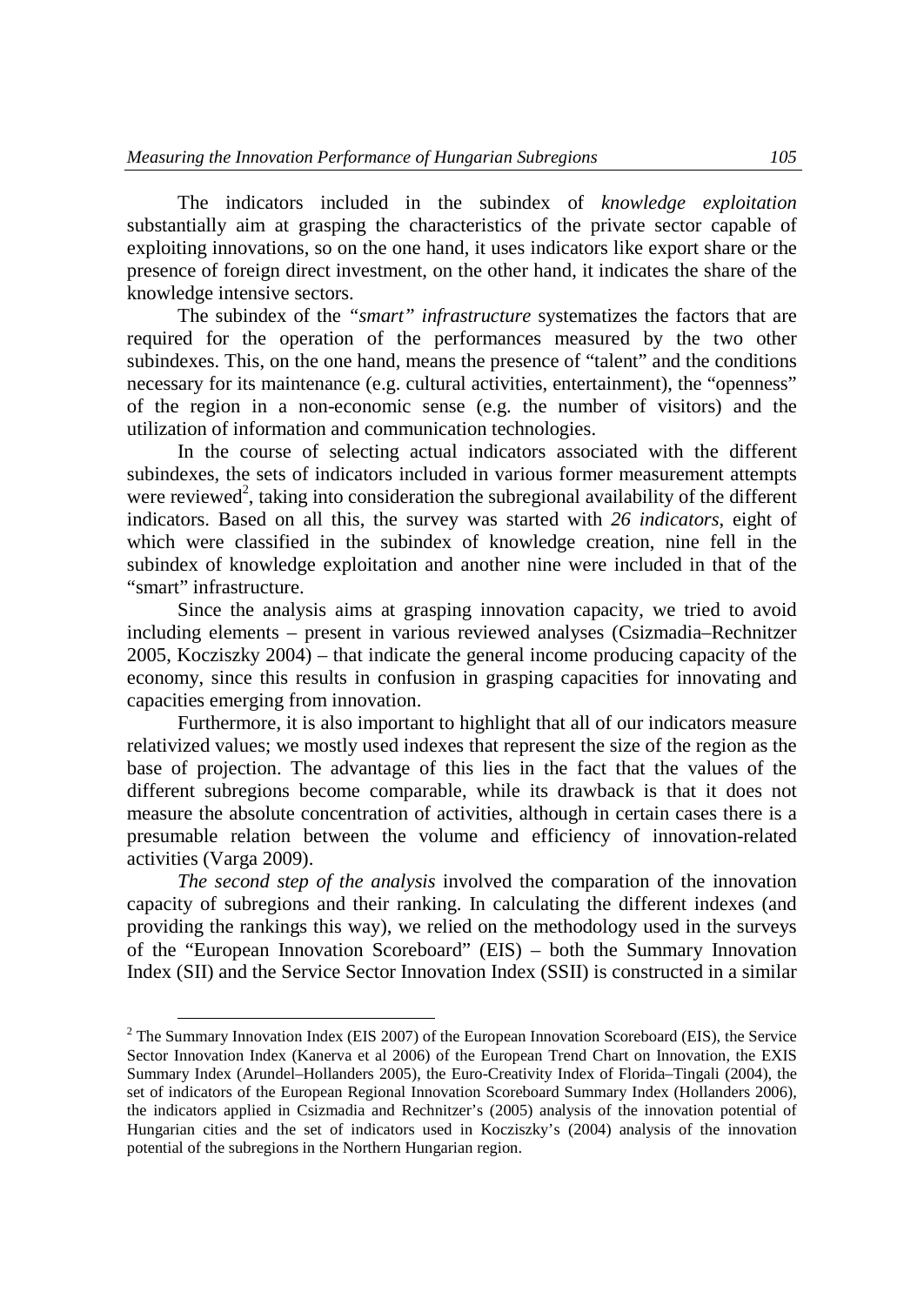The indicators included in the subindex of *knowledge exploitation* substantially aim at grasping the characteristics of the private sector capable of exploiting innovations, so on the one hand, it uses indicators like export share or the presence of foreign direct investment, on the other hand, it indicates the share of the knowledge intensive sectors.

The subindex of the *"smart" infrastructure* systematizes the factors that are required for the operation of the performances measured by the two other subindexes. This, on the one hand, means the presence of "talent" and the conditions necessary for its maintenance (e.g. cultural activities, entertainment), the "openness" of the region in a non-economic sense (e.g. the number of visitors) and the utilization of information and communication technologies.

In the course of selecting actual indicators associated with the different subindexes, the sets of indicators included in various former measurement attempts were reviewed[2], taking into consideration the subregional availability of the different indicators. Based on all this, the survey was started with *26 indicators*, eight of which were classified in the subindex of knowledge creation, nine fell in the subindex of knowledge exploitation and another nine were included in that of the "smart" infrastructure.

Since the analysis aims at grasping innovation capacity, we tried to avoid including elements – present in various reviewed analyses (Csizmadia–Rechnitzer 2005, Kocziszky 2004) – that indicate the general income producing capacity of the economy, since this results in confusion in grasping capacities for innovating and capacities emerging from innovation.

Furthermore, it is also important to highlight that all of our indicators measure relativized values; we mostly used indexes that represent the size of the region as the base of projection. The advantage of this lies in the fact that the values of the different subregions become comparable, while its drawback is that it does not measure the absolute concentration of activities, although in certain cases there is a presumable relation between the volume and efficiency of innovation-related activities (Varga 2009).

*The second step of the analysis* involved the comparation of the innovation capacity of subregions and their ranking. In calculating the different indexes (and providing the rankings this way), we relied on the methodology used in the surveys of the "European Innovation Scoreboard" (EIS) – both the Summary Innovation Index (SII) and the Service Sector Innovation Index (SSII) is constructed in a similar

[2] The Summary Innovation Index (EIS 2007) of the European Innovation Scoreboard (EIS), the Service Sector Innovation Index (Kanerva et al 2006) of the European Trend Chart on Innovation, the EXIS Summary Index (Arundel–Hollanders 2005), the Euro-Creativity Index of Florida–Tingali (2004), the set of indicators of the European Regional Innovation Scoreboard Summary Index (Hollanders 2006), the indicators applied in Csizmadia and Rechnitzer's (2005) analysis of the innovation potential of Hungarian cities and the set of indicators used in Kocziszky's (2004) analysis of the innovation potential of the subregions in the Northern Hungarian region.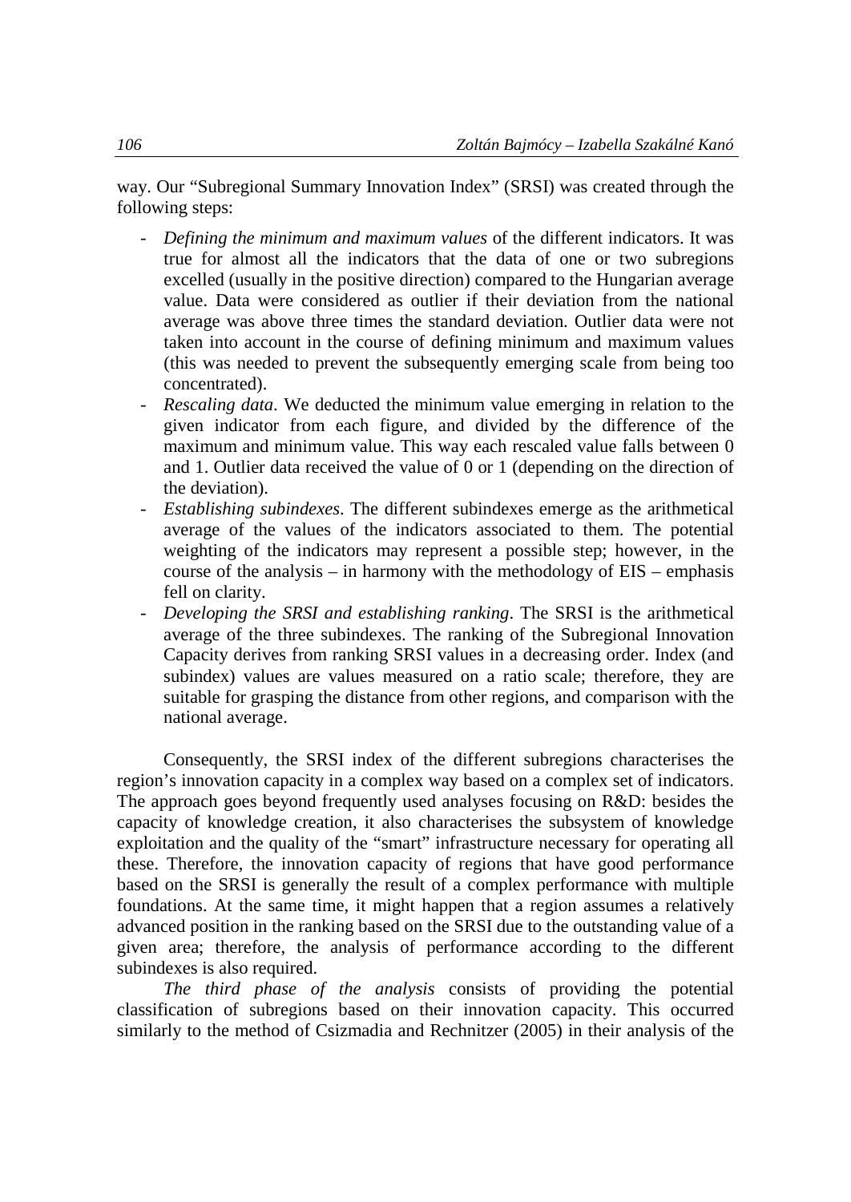way. Our "Subregional Summary Innovation Index" (SRSI) was created through the following steps:

- *Defining the minimum and maximum values* of the different indicators. It was true for almost all the indicators that the data of one or two subregions excelled (usually in the positive direction) compared to the Hungarian average value. Data were considered as outlier if their deviation from the national average was above three times the standard deviation. Outlier data were not taken into account in the course of defining minimum and maximum values (this was needed to prevent the subsequently emerging scale from being too concentrated).
- *Rescaling data*. We deducted the minimum value emerging in relation to the given indicator from each figure, and divided by the difference of the maximum and minimum value. This way each rescaled value falls between 0 and 1. Outlier data received the value of 0 or 1 (depending on the direction of the deviation).
- *Establishing subindexes*. The different subindexes emerge as the arithmetical average of the values of the indicators associated to them. The potential weighting of the indicators may represent a possible step; however, in the course of the analysis – in harmony with the methodology of EIS – emphasis fell on clarity.
- *Developing the SRSI and establishing ranking*. The SRSI is the arithmetical average of the three subindexes. The ranking of the Subregional Innovation Capacity derives from ranking SRSI values in a decreasing order. Index (and subindex) values are values measured on a ratio scale; therefore, they are suitable for grasping the distance from other regions, and comparison with the national average.

Consequently, the SRSI index of the different subregions characterises the region's innovation capacity in a complex way based on a complex set of indicators. The approach goes beyond frequently used analyses focusing on R&D: besides the capacity of knowledge creation, it also characterises the subsystem of knowledge exploitation and the quality of the "smart" infrastructure necessary for operating all these. Therefore, the innovation capacity of regions that have good performance based on the SRSI is generally the result of a complex performance with multiple foundations. At the same time, it might happen that a region assumes a relatively advanced position in the ranking based on the SRSI due to the outstanding value of a given area; therefore, the analysis of performance according to the different subindexes is also required.

*The third phase of the analysis* consists of providing the potential classification of subregions based on their innovation capacity. This occurred similarly to the method of Csizmadia and Rechnitzer (2005) in their analysis of the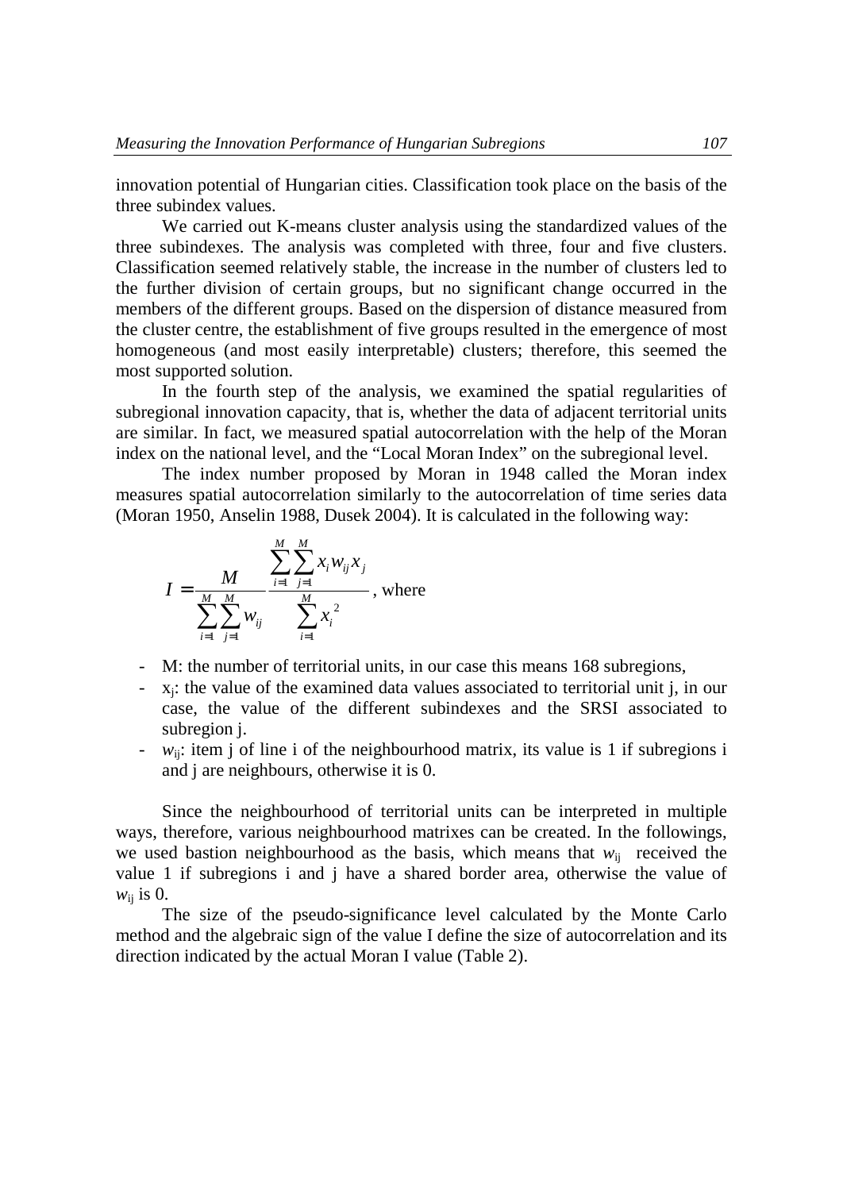innovation potential of Hungarian cities. Classification took place on the basis of the three subindex values.

We carried out K-means cluster analysis using the standardized values of the three subindexes. The analysis was completed with three, four and five clusters. Classification seemed relatively stable, the increase in the number of clusters led to the further division of certain groups, but no significant change occurred in the members of the different groups. Based on the dispersion of distance measured from the cluster centre, the establishment of five groups resulted in the emergence of most homogeneous (and most easily interpretable) clusters; therefore, this seemed the most supported solution.

In the fourth step of the analysis, we examined the spatial regularities of subregional innovation capacity, that is, whether the data of adjacent territorial units are similar. In fact, we measured spatial autocorrelation with the help of the Moran index on the national level, and the "Local Moran Index" on the subregional level.

The index number proposed by Moran in 1948 called the Moran index measures spatial autocorrelation similarly to the autocorrelation of time series data (Moran 1950, Anselin 1988, Dusek 2004). It is calculated in the following way:

$$I = \frac{M}{\sum_{i=1}^{M}\sum_{j=1}^{M} w_{ij}} \frac{\sum_{i=1}^{M}\sum_{j=1}^{M} x_i w_{ij} x_j}{\sum_{i=1}^{M} x_i^{\,2}}$$, where

- M: the number of territorial units, in our case this means 168 subregions,
- $x_j$: the value of the examined data values associated to territorial unit j, in our case, the value of the different subindexes and the SRSI associated to subregion j.
- $w_{ij}$: item j of line i of the neighbourhood matrix, its value is 1 if subregions i and j are neighbours, otherwise it is 0.

Since the neighbourhood of territorial units can be interpreted in multiple ways, therefore, various neighbourhood matrixes can be created. In the followings, we used bastion neighbourhood as the basis, which means that $w_{ij}$ received the value 1 if subregions i and j have a shared border area, otherwise the value of $w_{ij}$ is 0.

The size of the pseudo-significance level calculated by the Monte Carlo method and the algebraic sign of the value I define the size of autocorrelation and its direction indicated by the actual Moran I value (Table 2).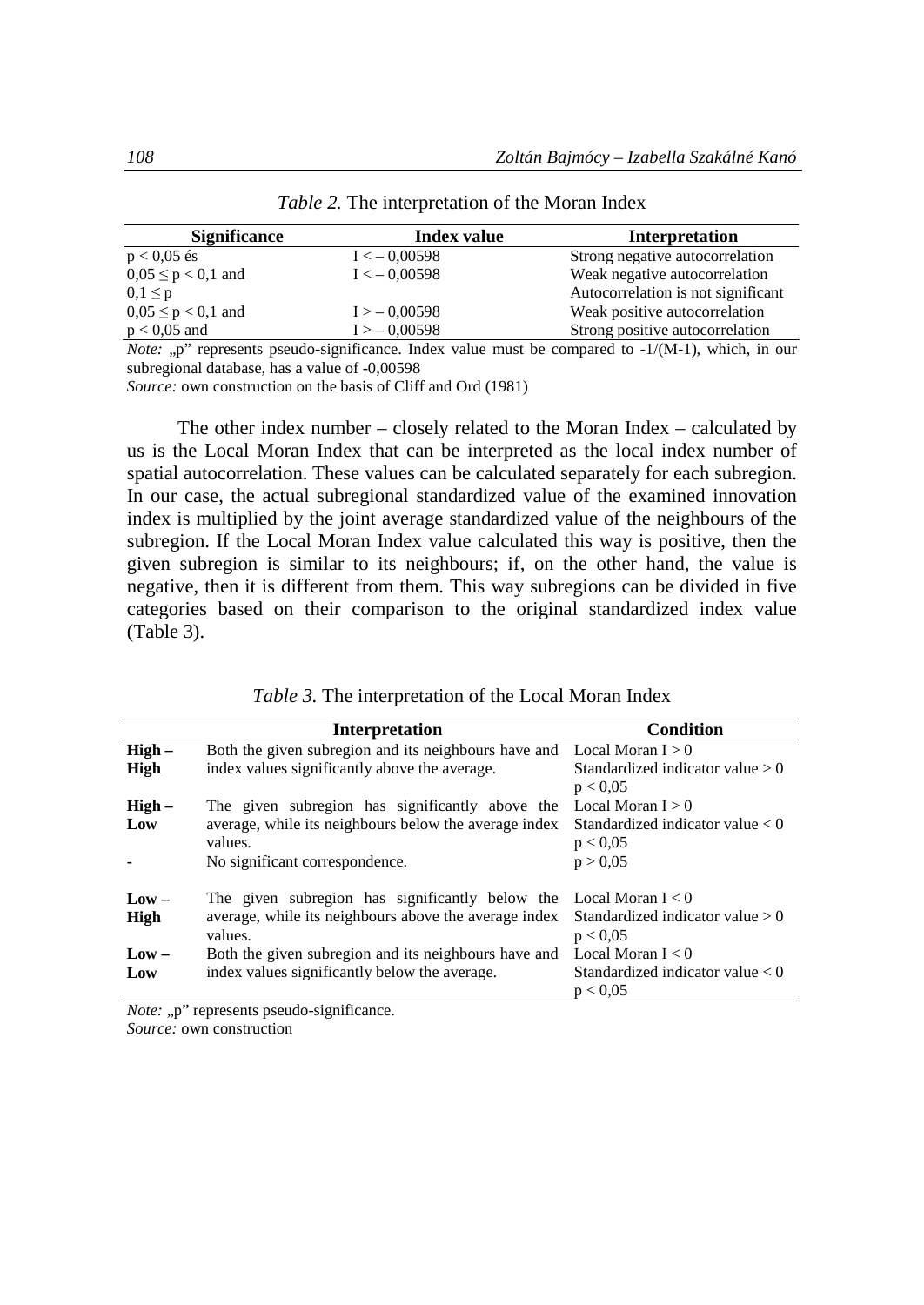*Table 2.* The interpretation of the Moran Index

| Significance | Index value | Interpretation |
|---|---|---|
| $p < 0{,}05$ és | $I < -0{,}00598$ | Strong negative autocorrelation |
| $0{,}05 \leq p < 0{,}1$ and | $I < -0{,}00598$ | Weak negative autocorrelation |
| $0{,}1 \leq p$ | | Autocorrelation is not significant |
| $0{,}05 \leq p < 0{,}1$ and | $I > -0{,}00598$ | Weak positive autocorrelation |
| $p < 0{,}05$ and | $I > -0{,}00598$ | Strong positive autocorrelation |

*Note:* „p" represents pseudo-significance. Index value must be compared to $-1/(M-1)$, which, in our subregional database, has a value of -0,00598

*Source:* own construction on the basis of Cliff and Ord (1981)

The other index number – closely related to the Moran Index – calculated by us is the Local Moran Index that can be interpreted as the local index number of spatial autocorrelation. These values can be calculated separately for each subregion. In our case, the actual subregional standardized value of the examined innovation index is multiplied by the joint average standardized value of the neighbours of the subregion. If the Local Moran Index value calculated this way is positive, then the given subregion is similar to its neighbours; if, on the other hand, the value is negative, then it is different from them. This way subregions can be divided in five categories based on their comparison to the original standardized index value (Table 3).

*Table 3.* The interpretation of the Local Moran Index

| | Interpretation | Condition |
|---|---|---|
| **High – High** | Both the given subregion and its neighbours have and index values significantly above the average. | Local Moran $I > 0$<br>Standardized indicator value $> 0$<br>$p < 0{,}05$ |
| **High – Low** | The given subregion has significantly above the average, while its neighbours below the average index values. | Local Moran $I > 0$<br>Standardized indicator value $< 0$<br>$p < 0{,}05$ |
| - | No significant correspondence. | $p > 0{,}05$ |
| **Low – High** | The given subregion has significantly below the average, while its neighbours above the average index values. | Local Moran $I < 0$<br>Standardized indicator value $> 0$<br>$p < 0{,}05$ |
| **Low – Low** | Both the given subregion and its neighbours have and index values significantly below the average. | Local Moran $I < 0$<br>Standardized indicator value $< 0$<br>$p < 0{,}05$ |

*Note:* „p" represents pseudo-significance.

*Source:* own construction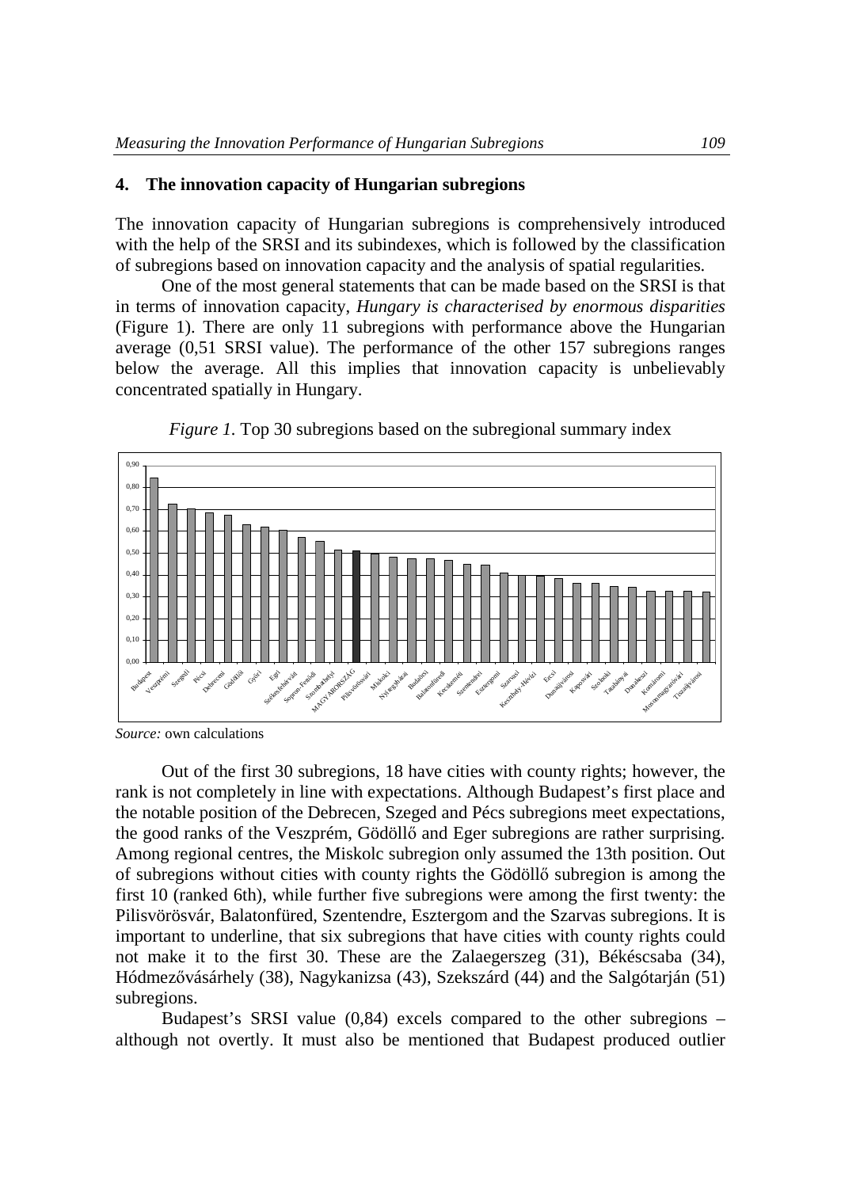## 4. The innovation capacity of Hungarian subregions

The innovation capacity of Hungarian subregions is comprehensively introduced with the help of the SRSI and its subindexes, which is followed by the classification of subregions based on innovation capacity and the analysis of spatial regularities.

One of the most general statements that can be made based on the SRSI is that in terms of innovation capacity, *Hungary is characterised by enormous disparities* (Figure 1). There are only 11 subregions with performance above the Hungarian average (0,51 SRSI value). The performance of the other 157 subregions ranges below the average. All this implies that innovation capacity is unbelievably concentrated spatially in Hungary.

*Figure 1.* Top 30 subregions based on the subregional summary index

*Source:* own calculations

Out of the first 30 subregions, 18 have cities with county rights; however, the rank is not completely in line with expectations. Although Budapest's first place and the notable position of the Debrecen, Szeged and Pécs subregions meet expectations, the good ranks of the Veszprém, Gödöllő and Eger subregions are rather surprising. Among regional centres, the Miskolc subregion only assumed the 13th position. Out of subregions without cities with county rights the Gödöllő subregion is among the first 10 (ranked 6th), while further five subregions were among the first twenty: the Pilisvörösvár, Balatonfüred, Szentendre, Esztergom and the Szarvas subregions. It is important to underline, that six subregions that have cities with county rights could not make it to the first 30. These are the Zalaegerszeg (31), Békéscsaba (34), Hódmezővásárhely (38), Nagykanizsa (43), Szekszárd (44) and the Salgótarján (51) subregions.

Budapest's SRSI value (0,84) excels compared to the other subregions – although not overtly. It must also be mentioned that Budapest produced outlier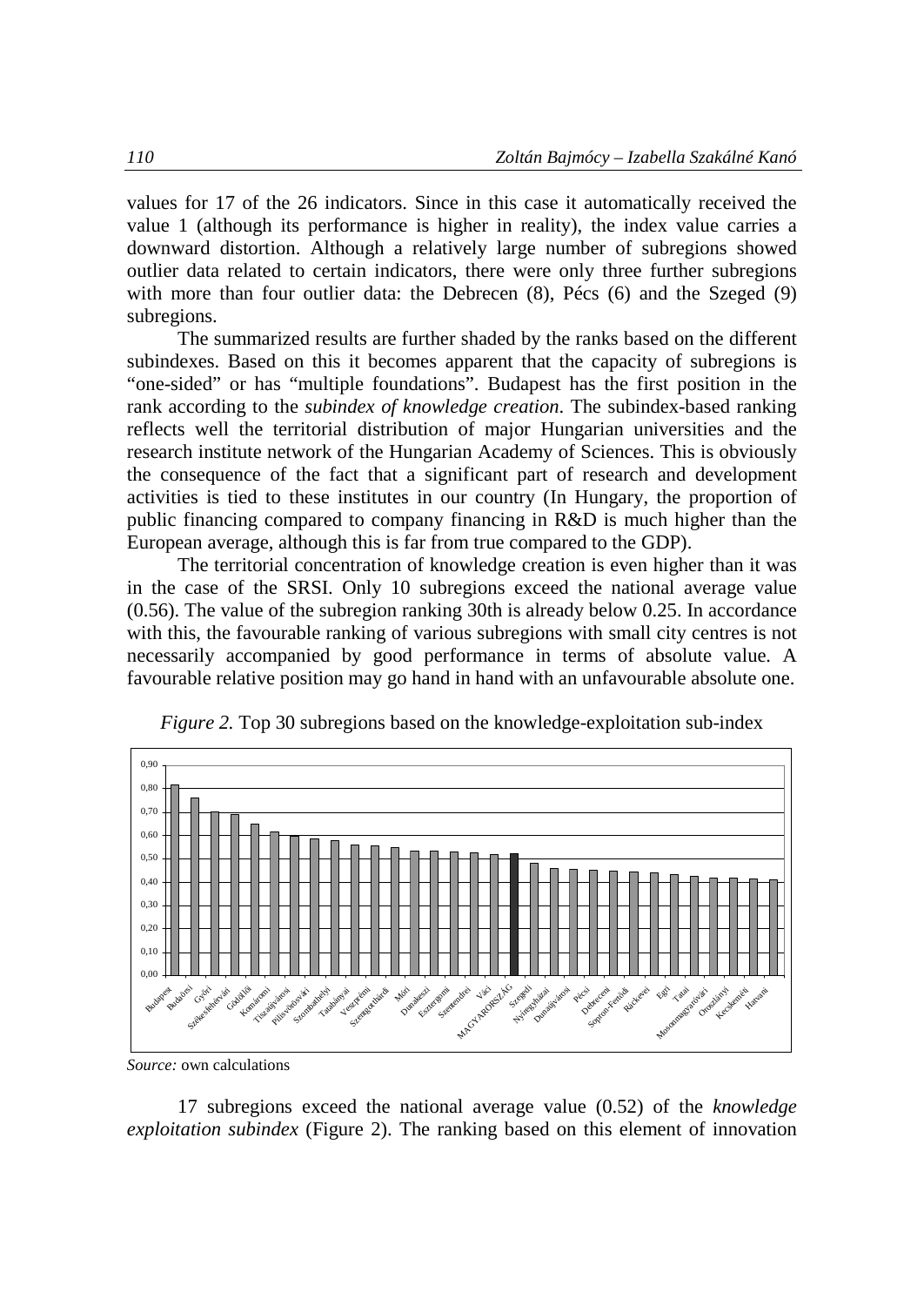values for 17 of the 26 indicators. Since in this case it automatically received the value 1 (although its performance is higher in reality), the index value carries a downward distortion. Although a relatively large number of subregions showed outlier data related to certain indicators, there were only three further subregions with more than four outlier data: the Debrecen (8), Pécs (6) and the Szeged (9) subregions.

The summarized results are further shaded by the ranks based on the different subindexes. Based on this it becomes apparent that the capacity of subregions is "one-sided" or has "multiple foundations". Budapest has the first position in the rank according to the *subindex of knowledge creation*. The subindex-based ranking reflects well the territorial distribution of major Hungarian universities and the research institute network of the Hungarian Academy of Sciences. This is obviously the consequence of the fact that a significant part of research and development activities is tied to these institutes in our country (In Hungary, the proportion of public financing compared to company financing in R&D is much higher than the European average, although this is far from true compared to the GDP).

The territorial concentration of knowledge creation is even higher than it was in the case of the SRSI. Only 10 subregions exceed the national average value (0.56). The value of the subregion ranking 30th is already below 0.25. In accordance with this, the favourable ranking of various subregions with small city centres is not necessarily accompanied by good performance in terms of absolute value. A favourable relative position may go hand in hand with an unfavourable absolute one.

*Figure 2.* Top 30 subregions based on the knowledge-exploitation sub-index

*Source:* own calculations

17 subregions exceed the national average value (0.52) of the *knowledge exploitation subindex* (Figure 2). The ranking based on this element of innovation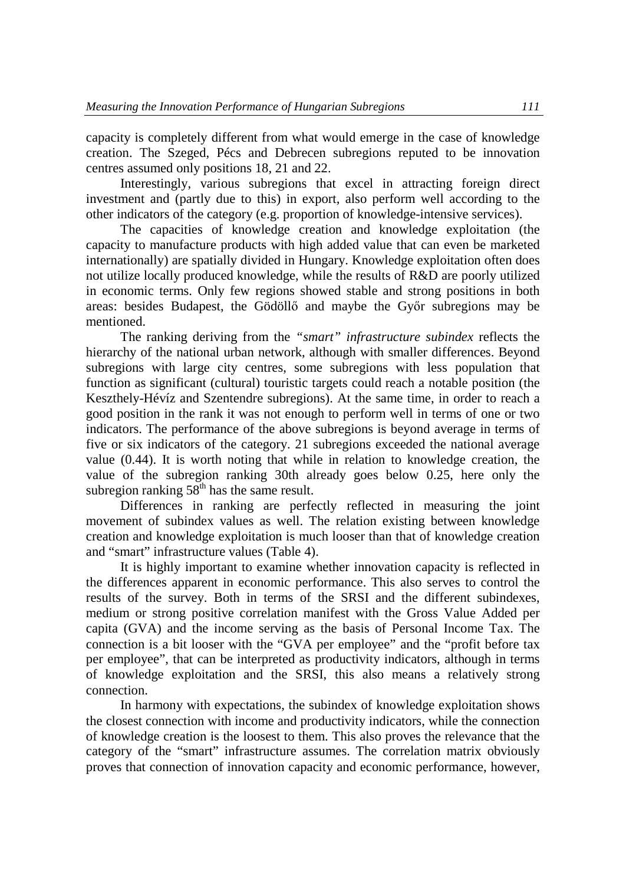capacity is completely different from what would emerge in the case of knowledge creation. The Szeged, Pécs and Debrecen subregions reputed to be innovation centres assumed only positions 18, 21 and 22.

Interestingly, various subregions that excel in attracting foreign direct investment and (partly due to this) in export, also perform well according to the other indicators of the category (e.g. proportion of knowledge-intensive services).

The capacities of knowledge creation and knowledge exploitation (the capacity to manufacture products with high added value that can even be marketed internationally) are spatially divided in Hungary. Knowledge exploitation often does not utilize locally produced knowledge, while the results of R&D are poorly utilized in economic terms. Only few regions showed stable and strong positions in both areas: besides Budapest, the Gödöllő and maybe the Győr subregions may be mentioned.

The ranking deriving from the *"smart" infrastructure subindex* reflects the hierarchy of the national urban network, although with smaller differences. Beyond subregions with large city centres, some subregions with less population that function as significant (cultural) touristic targets could reach a notable position (the Keszthely-Hévíz and Szentendre subregions). At the same time, in order to reach a good position in the rank it was not enough to perform well in terms of one or two indicators. The performance of the above subregions is beyond average in terms of five or six indicators of the category. 21 subregions exceeded the national average value (0.44). It is worth noting that while in relation to knowledge creation, the value of the subregion ranking 30th already goes below 0.25, here only the subregion ranking 58th has the same result.

Differences in ranking are perfectly reflected in measuring the joint movement of subindex values as well. The relation existing between knowledge creation and knowledge exploitation is much looser than that of knowledge creation and "smart" infrastructure values (Table 4).

It is highly important to examine whether innovation capacity is reflected in the differences apparent in economic performance. This also serves to control the results of the survey. Both in terms of the SRSI and the different subindexes, medium or strong positive correlation manifest with the Gross Value Added per capita (GVA) and the income serving as the basis of Personal Income Tax. The connection is a bit looser with the "GVA per employee" and the "profit before tax per employee", that can be interpreted as productivity indicators, although in terms of knowledge exploitation and the SRSI, this also means a relatively strong connection.

In harmony with expectations, the subindex of knowledge exploitation shows the closest connection with income and productivity indicators, while the connection of knowledge creation is the loosest to them. This also proves the relevance that the category of the "smart" infrastructure assumes. The correlation matrix obviously proves that connection of innovation capacity and economic performance, however,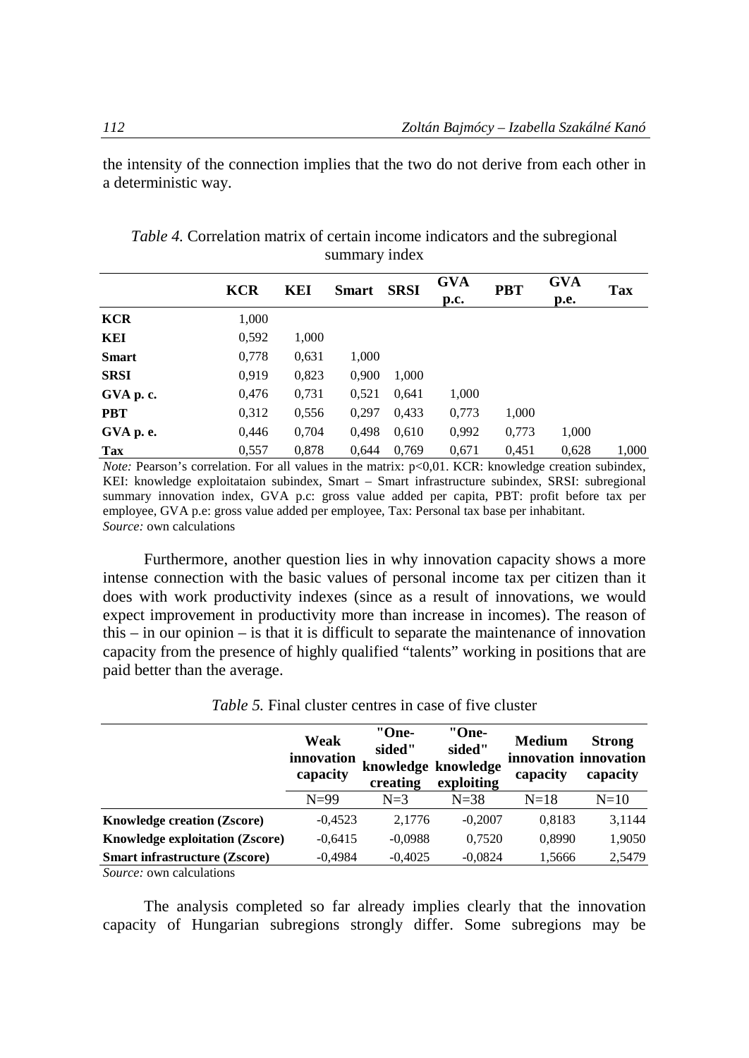the intensity of the connection implies that the two do not derive from each other in a deterministic way.

*Table 4.* Correlation matrix of certain income indicators and the subregional summary index

| | KCR | KEI | Smart | SRSI | GVA p.c. | PBT | GVA p.e. | Tax |
|---|---|---|---|---|---|---|---|---|
| **KCR** | 1,000 | | | | | | | |
| **KEI** | 0,592 | 1,000 | | | | | | |
| **Smart** | 0,778 | 0,631 | 1,000 | | | | | |
| **SRSI** | 0,919 | 0,823 | 0,900 | 1,000 | | | | |
| **GVA p. c.** | 0,476 | 0,731 | 0,521 | 0,641 | 1,000 | | | |
| **PBT** | 0,312 | 0,556 | 0,297 | 0,433 | 0,773 | 1,000 | | |
| **GVA p. e.** | 0,446 | 0,704 | 0,498 | 0,610 | 0,992 | 0,773 | 1,000 | |
| **Tax** | 0,557 | 0,878 | 0,644 | 0,769 | 0,671 | 0,451 | 0,628 | 1,000 |

*Note:* Pearson's correlation. For all values in the matrix: p<0,01. KCR: knowledge creation subindex, KEI: knowledge exploitataion subindex, Smart – Smart infrastructure subindex, SRSI: subregional summary innovation index, GVA p.c: gross value added per capita, PBT: profit before tax per employee, GVA p.e: gross value added per employee, Tax: Personal tax base per inhabitant.
*Source:* own calculations

Furthermore, another question lies in why innovation capacity shows a more intense connection with the basic values of personal income tax per citizen than it does with work productivity indexes (since as a result of innovations, we would expect improvement in productivity more than increase in incomes). The reason of this – in our opinion – is that it is difficult to separate the maintenance of innovation capacity from the presence of highly qualified "talents" working in positions that are paid better than the average.

*Table 5.* Final cluster centres in case of five cluster

| | Weak innovation capacity | "One-sided" knowledge creating | "One-sided" knowledge exploiting | Medium innovation capacity | Strong innovation capacity |
|---|---|---|---|---|---|
| | N=99 | N=3 | N=38 | N=18 | N=10 |
| **Knowledge creation (Zscore)** | -0,4523 | 2,1776 | -0,2007 | 0,8183 | 3,1144 |
| **Knowledge exploitation (Zscore)** | -0,6415 | -0,0988 | 0,7520 | 0,8990 | 1,9050 |
| **Smart infrastructure (Zscore)** | -0,4984 | -0,4025 | -0,0824 | 1,5666 | 2,5479 |

*Source:* own calculations

The analysis completed so far already implies clearly that the innovation capacity of Hungarian subregions strongly differ. Some subregions may be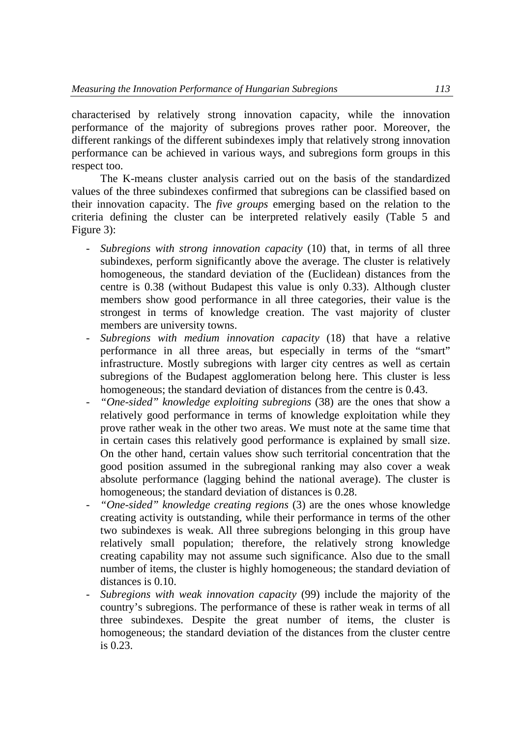characterised by relatively strong innovation capacity, while the innovation performance of the majority of subregions proves rather poor. Moreover, the different rankings of the different subindexes imply that relatively strong innovation performance can be achieved in various ways, and subregions form groups in this respect too.

The K-means cluster analysis carried out on the basis of the standardized values of the three subindexes confirmed that subregions can be classified based on their innovation capacity. The *five groups* emerging based on the relation to the criteria defining the cluster can be interpreted relatively easily (Table 5 and Figure 3):

- *Subregions with strong innovation capacity* (10) that, in terms of all three subindexes, perform significantly above the average. The cluster is relatively homogeneous, the standard deviation of the (Euclidean) distances from the centre is 0.38 (without Budapest this value is only 0.33). Although cluster members show good performance in all three categories, their value is the strongest in terms of knowledge creation. The vast majority of cluster members are university towns.
- *Subregions with medium innovation capacity* (18) that have a relative performance in all three areas, but especially in terms of the "smart" infrastructure. Mostly subregions with larger city centres as well as certain subregions of the Budapest agglomeration belong here. This cluster is less homogeneous; the standard deviation of distances from the centre is 0.43.
- *"One-sided" knowledge exploiting subregions* (38) are the ones that show a relatively good performance in terms of knowledge exploitation while they prove rather weak in the other two areas. We must note at the same time that in certain cases this relatively good performance is explained by small size. On the other hand, certain values show such territorial concentration that the good position assumed in the subregional ranking may also cover a weak absolute performance (lagging behind the national average). The cluster is homogeneous; the standard deviation of distances is 0.28.
- *"One-sided" knowledge creating regions* (3) are the ones whose knowledge creating activity is outstanding, while their performance in terms of the other two subindexes is weak. All three subregions belonging in this group have relatively small population; therefore, the relatively strong knowledge creating capability may not assume such significance. Also due to the small number of items, the cluster is highly homogeneous; the standard deviation of distances is 0.10.
- *Subregions with weak innovation capacity* (99) include the majority of the country's subregions. The performance of these is rather weak in terms of all three subindexes. Despite the great number of items, the cluster is homogeneous; the standard deviation of the distances from the cluster centre is 0.23.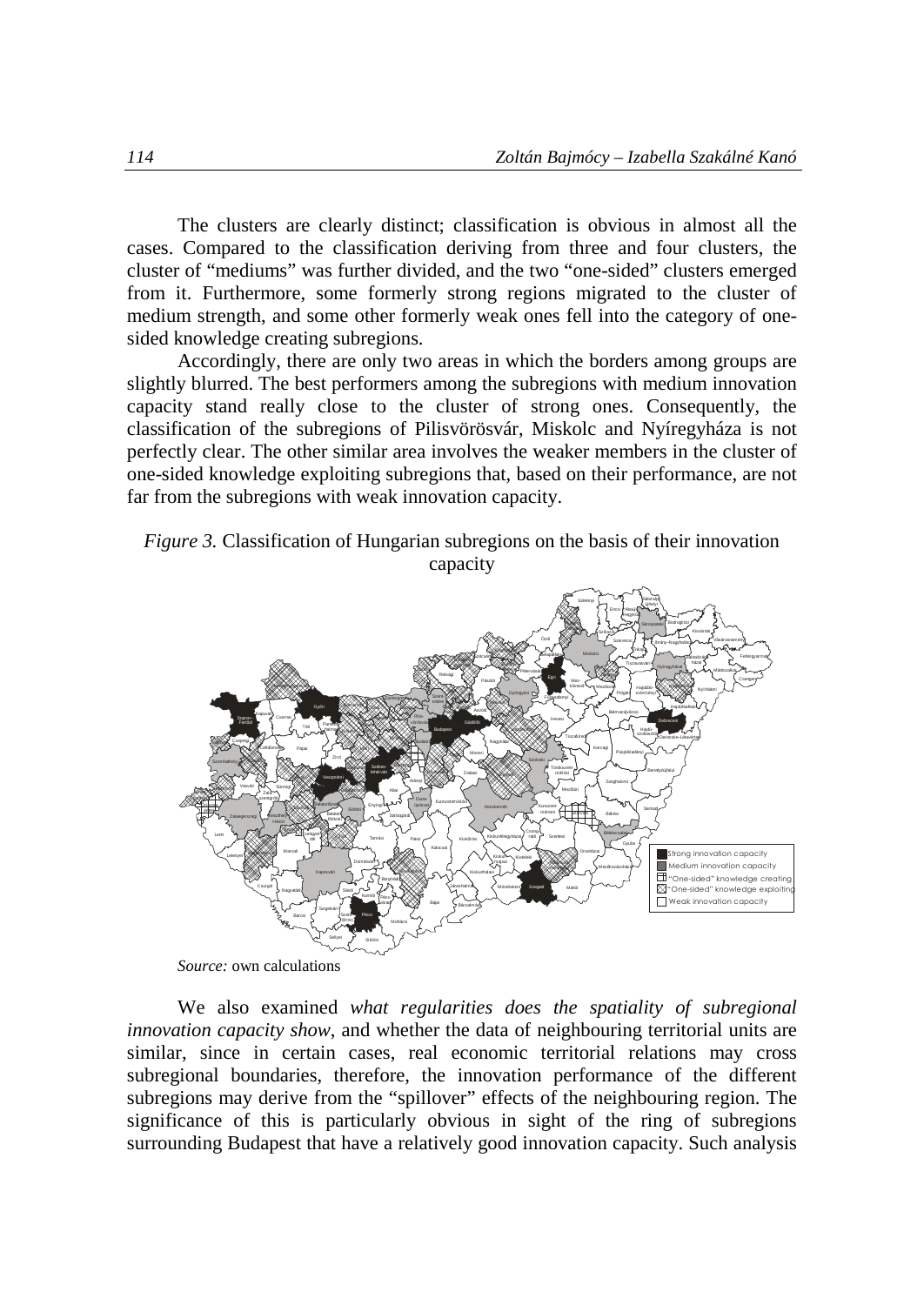The clusters are clearly distinct; classification is obvious in almost all the cases. Compared to the classification deriving from three and four clusters, the cluster of "mediums" was further divided, and the two "one-sided" clusters emerged from it. Furthermore, some formerly strong regions migrated to the cluster of medium strength, and some other formerly weak ones fell into the category of one-sided knowledge creating subregions.

Accordingly, there are only two areas in which the borders among groups are slightly blurred. The best performers among the subregions with medium innovation capacity stand really close to the cluster of strong ones. Consequently, the classification of the subregions of Pilisvörösvár, Miskolc and Nyíregyháza is not perfectly clear. The other similar area involves the weaker members in the cluster of one-sided knowledge exploiting subregions that, based on their performance, are not far from the subregions with weak innovation capacity.

*Figure 3.* Classification of Hungarian subregions on the basis of their innovation capacity

*Source:* own calculations

We also examined *what regularities does the spatiality of subregional innovation capacity show*, and whether the data of neighbouring territorial units are similar, since in certain cases, real economic territorial relations may cross subregional boundaries, therefore, the innovation performance of the different subregions may derive from the "spillover" effects of the neighbouring region. The significance of this is particularly obvious in sight of the ring of subregions surrounding Budapest that have a relatively good innovation capacity. Such analysis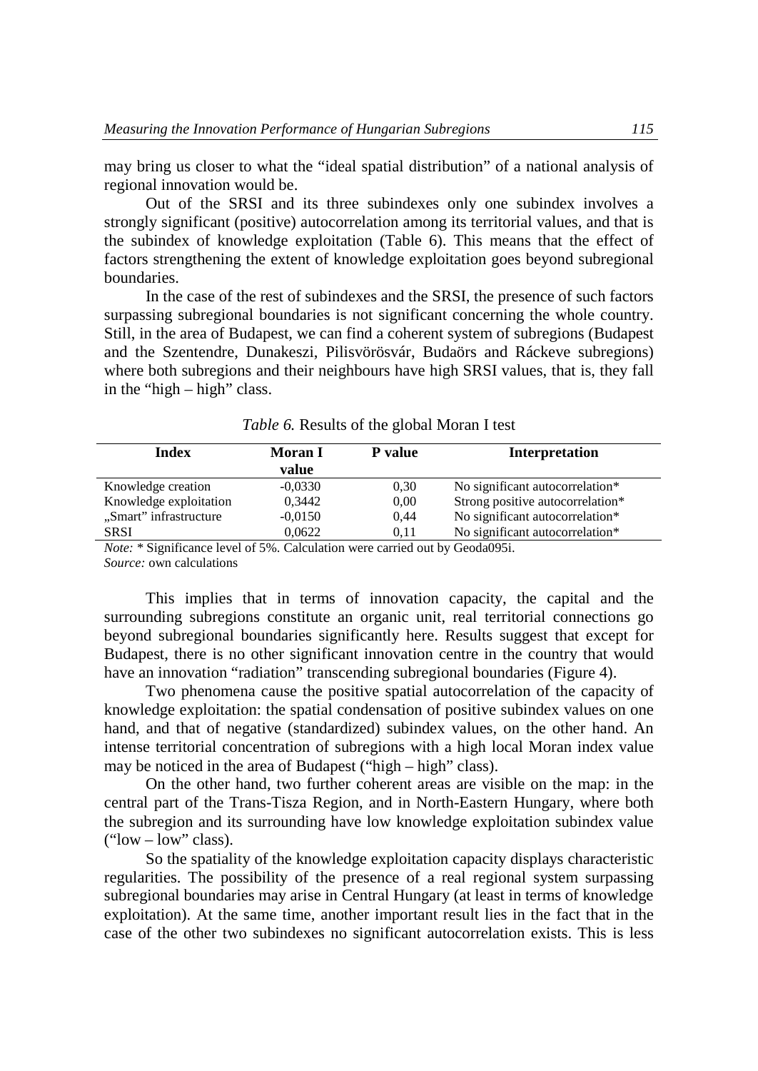may bring us closer to what the "ideal spatial distribution" of a national analysis of regional innovation would be.

Out of the SRSI and its three subindexes only one subindex involves a strongly significant (positive) autocorrelation among its territorial values, and that is the subindex of knowledge exploitation (Table 6). This means that the effect of factors strengthening the extent of knowledge exploitation goes beyond subregional boundaries.

In the case of the rest of subindexes and the SRSI, the presence of such factors surpassing subregional boundaries is not significant concerning the whole country. Still, in the area of Budapest, we can find a coherent system of subregions (Budapest and the Szentendre, Dunakeszi, Pilisvörösvár, Budaörs and Ráckeve subregions) where both subregions and their neighbours have high SRSI values, that is, they fall in the "high – high" class.

*Table 6.* Results of the global Moran I test

| Index | Moran I value | P value | Interpretation |
|---|---|---|---|
| Knowledge creation | -0,0330 | 0,30 | No significant autocorrelation* |
| Knowledge exploitation | 0,3442 | 0,00 | Strong positive autocorrelation* |
| „Smart" infrastructure | -0,0150 | 0,44 | No significant autocorrelation* |
| SRSI | 0,0622 | 0,11 | No significant autocorrelation* |

*Note:* * Significance level of 5%. Calculation were carried out by Geoda095i.
*Source:* own calculations

This implies that in terms of innovation capacity, the capital and the surrounding subregions constitute an organic unit, real territorial connections go beyond subregional boundaries significantly here. Results suggest that except for Budapest, there is no other significant innovation centre in the country that would have an innovation "radiation" transcending subregional boundaries (Figure 4).

Two phenomena cause the positive spatial autocorrelation of the capacity of knowledge exploitation: the spatial condensation of positive subindex values on one hand, and that of negative (standardized) subindex values, on the other hand. An intense territorial concentration of subregions with a high local Moran index value may be noticed in the area of Budapest ("high – high" class).

On the other hand, two further coherent areas are visible on the map: in the central part of the Trans-Tisza Region, and in North-Eastern Hungary, where both the subregion and its surrounding have low knowledge exploitation subindex value ("low – low" class).

So the spatiality of the knowledge exploitation capacity displays characteristic regularities. The possibility of the presence of a real regional system surpassing subregional boundaries may arise in Central Hungary (at least in terms of knowledge exploitation). At the same time, another important result lies in the fact that in the case of the other two subindexes no significant autocorrelation exists. This is less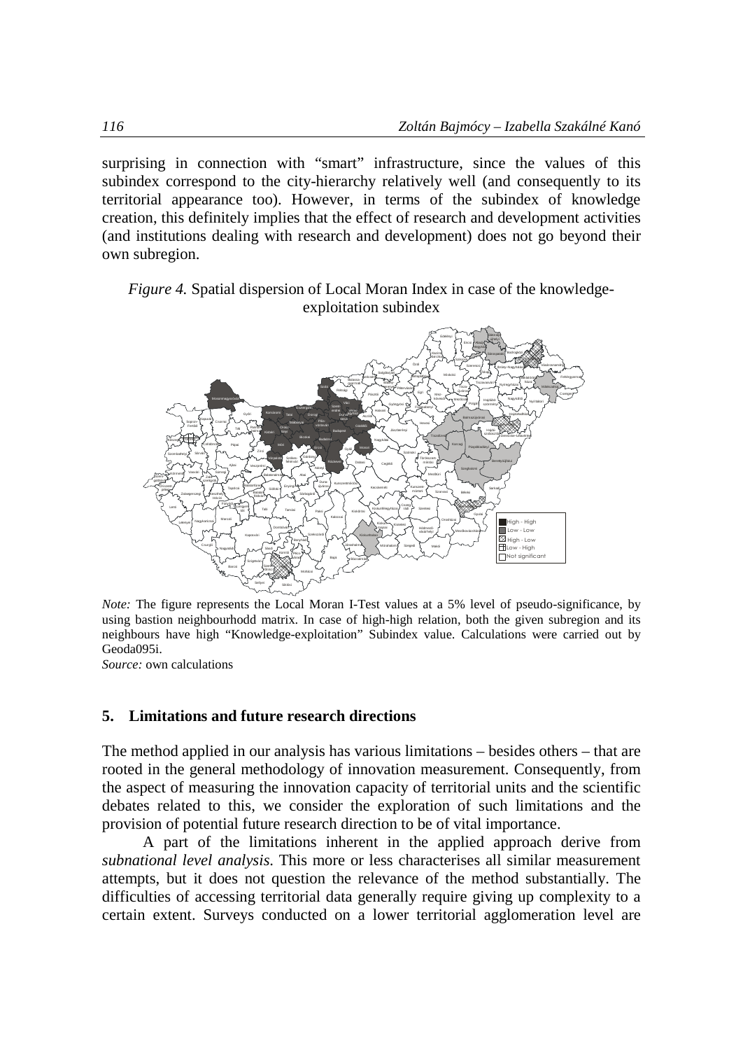surprising in connection with "smart" infrastructure, since the values of this subindex correspond to the city-hierarchy relatively well (and consequently to its territorial appearance too). However, in terms of the subindex of knowledge creation, this definitely implies that the effect of research and development activities (and institutions dealing with research and development) does not go beyond their own subregion.

*Figure 4.* Spatial dispersion of Local Moran Index in case of the knowledge-exploitation subindex

*Note:* The figure represents the Local Moran I-Test values at a 5% level of pseudo-significance, by using bastion neighbourhodd matrix. In case of high-high relation, both the given subregion and its neighbours have high "Knowledge-exploitation" Subindex value. Calculations were carried out by Geoda095i.

*Source:* own calculations

## 5. Limitations and future research directions

The method applied in our analysis has various limitations – besides others – that are rooted in the general methodology of innovation measurement. Consequently, from the aspect of measuring the innovation capacity of territorial units and the scientific debates related to this, we consider the exploration of such limitations and the provision of potential future research direction to be of vital importance.

A part of the limitations inherent in the applied approach derive from *subnational level analysis*. This more or less characterises all similar measurement attempts, but it does not question the relevance of the method substantially. The difficulties of accessing territorial data generally require giving up complexity to a certain extent. Surveys conducted on a lower territorial agglomeration level are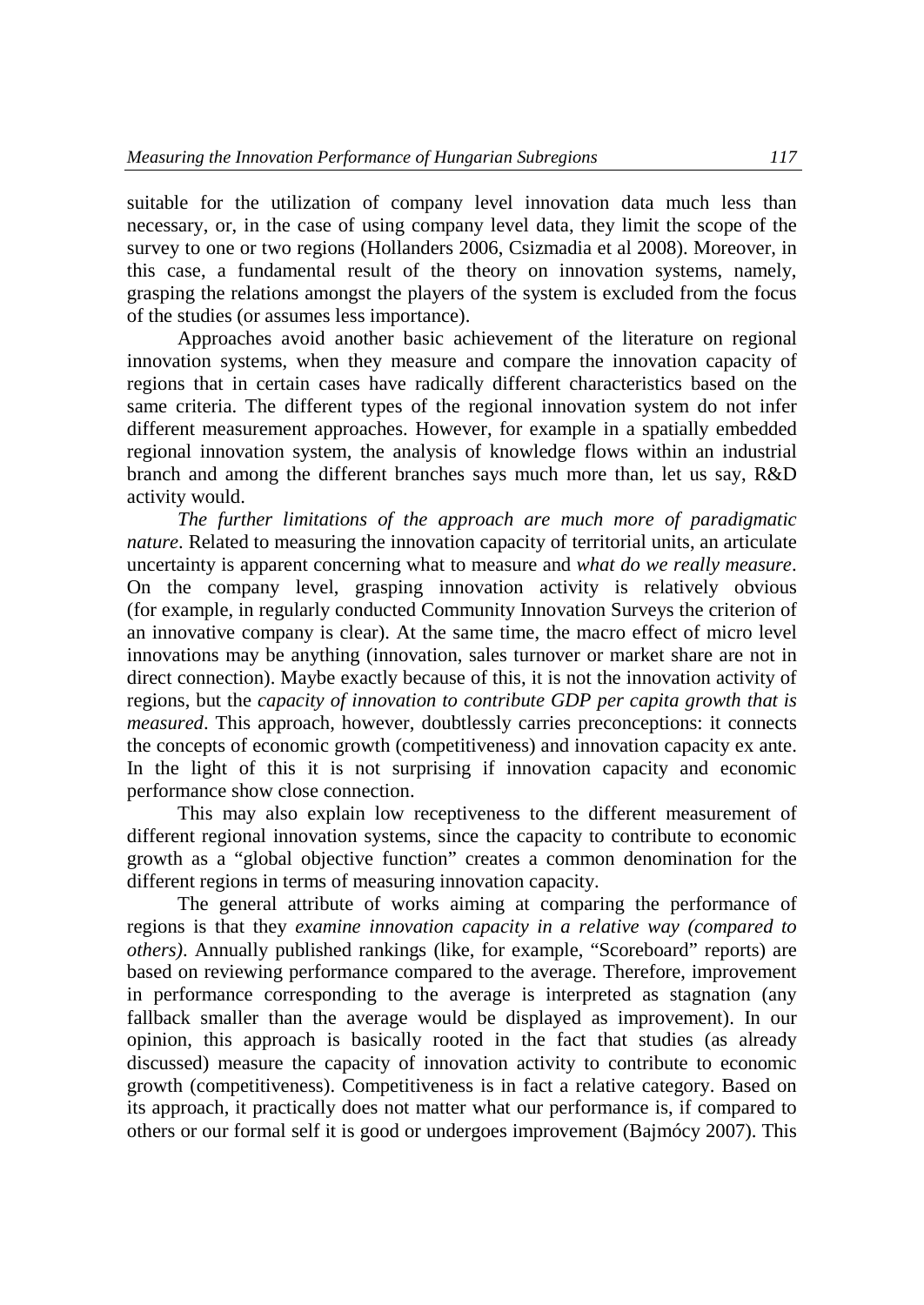suitable for the utilization of company level innovation data much less than necessary, or, in the case of using company level data, they limit the scope of the survey to one or two regions (Hollanders 2006, Csizmadia et al 2008). Moreover, in this case, a fundamental result of the theory on innovation systems, namely, grasping the relations amongst the players of the system is excluded from the focus of the studies (or assumes less importance).

Approaches avoid another basic achievement of the literature on regional innovation systems, when they measure and compare the innovation capacity of regions that in certain cases have radically different characteristics based on the same criteria. The different types of the regional innovation system do not infer different measurement approaches. However, for example in a spatially embedded regional innovation system, the analysis of knowledge flows within an industrial branch and among the different branches says much more than, let us say, R&D activity would.

*The further limitations of the approach are much more of paradigmatic nature*. Related to measuring the innovation capacity of territorial units, an articulate uncertainty is apparent concerning what to measure and *what do we really measure*. On the company level, grasping innovation activity is relatively obvious (for example, in regularly conducted Community Innovation Surveys the criterion of an innovative company is clear). At the same time, the macro effect of micro level innovations may be anything (innovation, sales turnover or market share are not in direct connection). Maybe exactly because of this, it is not the innovation activity of regions, but the *capacity of innovation to contribute GDP per capita growth that is measured*. This approach, however, doubtlessly carries preconceptions: it connects the concepts of economic growth (competitiveness) and innovation capacity ex ante. In the light of this it is not surprising if innovation capacity and economic performance show close connection.

This may also explain low receptiveness to the different measurement of different regional innovation systems, since the capacity to contribute to economic growth as a "global objective function" creates a common denomination for the different regions in terms of measuring innovation capacity.

The general attribute of works aiming at comparing the performance of regions is that they *examine innovation capacity in a relative way (compared to others)*. Annually published rankings (like, for example, "Scoreboard" reports) are based on reviewing performance compared to the average. Therefore, improvement in performance corresponding to the average is interpreted as stagnation (any fallback smaller than the average would be displayed as improvement). In our opinion, this approach is basically rooted in the fact that studies (as already discussed) measure the capacity of innovation activity to contribute to economic growth (competitiveness). Competitiveness is in fact a relative category. Based on its approach, it practically does not matter what our performance is, if compared to others or our formal self it is good or undergoes improvement (Bajmócy 2007). This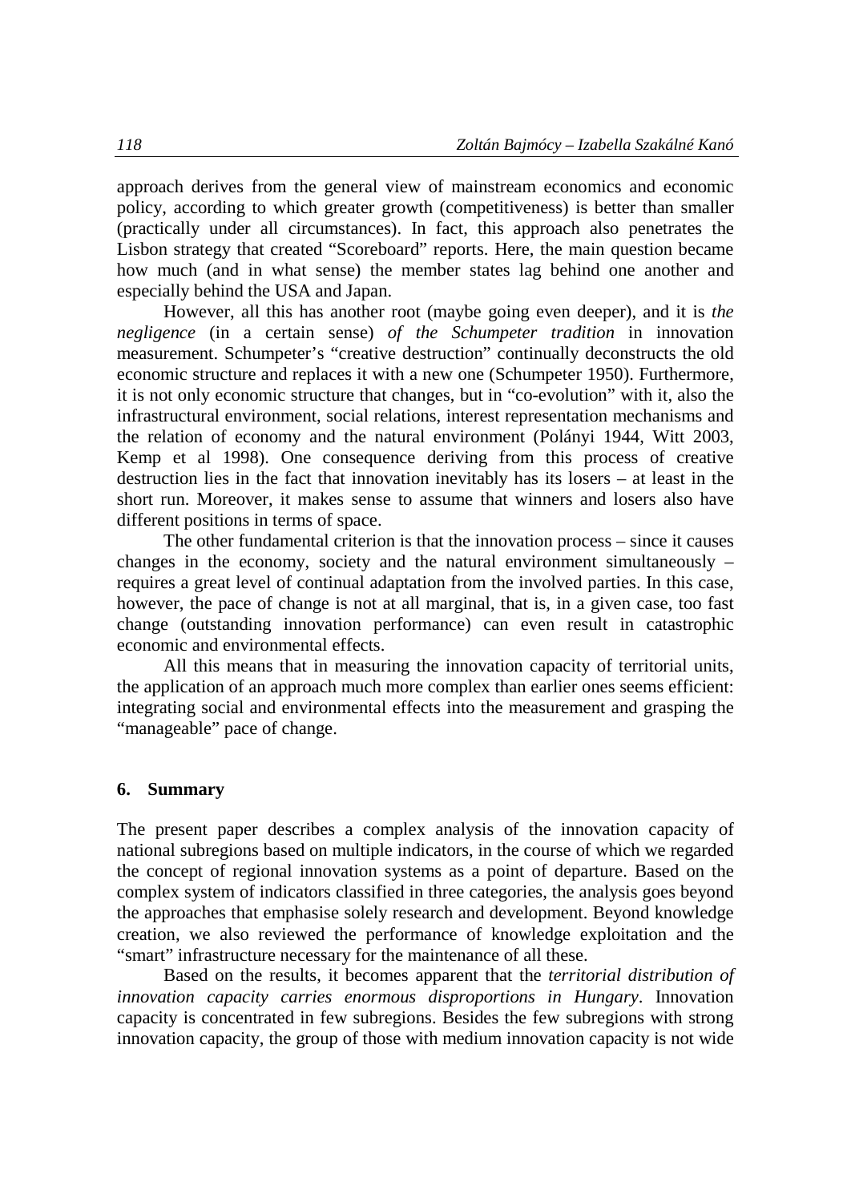approach derives from the general view of mainstream economics and economic policy, according to which greater growth (competitiveness) is better than smaller (practically under all circumstances). In fact, this approach also penetrates the Lisbon strategy that created "Scoreboard" reports. Here, the main question became how much (and in what sense) the member states lag behind one another and especially behind the USA and Japan.

However, all this has another root (maybe going even deeper), and it is *the negligence* (in a certain sense) *of the Schumpeter tradition* in innovation measurement. Schumpeter's "creative destruction" continually deconstructs the old economic structure and replaces it with a new one (Schumpeter 1950). Furthermore, it is not only economic structure that changes, but in "co-evolution" with it, also the infrastructural environment, social relations, interest representation mechanisms and the relation of economy and the natural environment (Polányi 1944, Witt 2003, Kemp et al 1998). One consequence deriving from this process of creative destruction lies in the fact that innovation inevitably has its losers – at least in the short run. Moreover, it makes sense to assume that winners and losers also have different positions in terms of space.

The other fundamental criterion is that the innovation process – since it causes changes in the economy, society and the natural environment simultaneously – requires a great level of continual adaptation from the involved parties. In this case, however, the pace of change is not at all marginal, that is, in a given case, too fast change (outstanding innovation performance) can even result in catastrophic economic and environmental effects.

All this means that in measuring the innovation capacity of territorial units, the application of an approach much more complex than earlier ones seems efficient: integrating social and environmental effects into the measurement and grasping the "manageable" pace of change.

## 6. Summary

The present paper describes a complex analysis of the innovation capacity of national subregions based on multiple indicators, in the course of which we regarded the concept of regional innovation systems as a point of departure. Based on the complex system of indicators classified in three categories, the analysis goes beyond the approaches that emphasise solely research and development. Beyond knowledge creation, we also reviewed the performance of knowledge exploitation and the "smart" infrastructure necessary for the maintenance of all these.

Based on the results, it becomes apparent that the *territorial distribution of innovation capacity carries enormous disproportions in Hungary*. Innovation capacity is concentrated in few subregions. Besides the few subregions with strong innovation capacity, the group of those with medium innovation capacity is not wide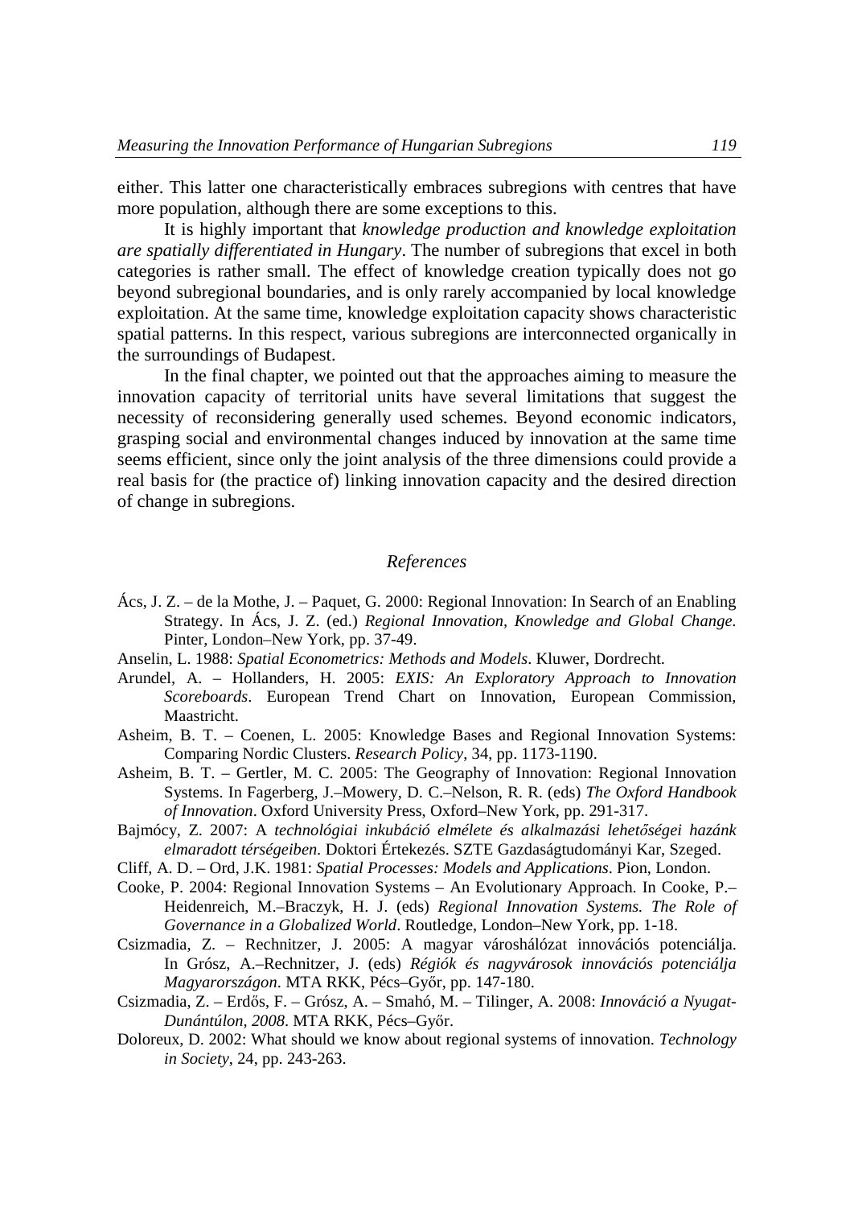either. This latter one characteristically embraces subregions with centres that have more population, although there are some exceptions to this.

It is highly important that *knowledge production and knowledge exploitation are spatially differentiated in Hungary*. The number of subregions that excel in both categories is rather small. The effect of knowledge creation typically does not go beyond subregional boundaries, and is only rarely accompanied by local knowledge exploitation. At the same time, knowledge exploitation capacity shows characteristic spatial patterns. In this respect, various subregions are interconnected organically in the surroundings of Budapest.

In the final chapter, we pointed out that the approaches aiming to measure the innovation capacity of territorial units have several limitations that suggest the necessity of reconsidering generally used schemes. Beyond economic indicators, grasping social and environmental changes induced by innovation at the same time seems efficient, since only the joint analysis of the three dimensions could provide a real basis for (the practice of) linking innovation capacity and the desired direction of change in subregions.

## *References*

Ács, J. Z. – de la Mothe, J. – Paquet, G. 2000: Regional Innovation: In Search of an Enabling Strategy. In Ács, J. Z. (ed.) *Regional Innovation, Knowledge and Global Change*. Pinter, London–New York, pp. 37-49.

Anselin, L. 1988: *Spatial Econometrics: Methods and Models*. Kluwer, Dordrecht.

Arundel, A. – Hollanders, H. 2005: *EXIS: An Exploratory Approach to Innovation Scoreboards*. European Trend Chart on Innovation, European Commission, Maastricht.

Asheim, B. T. – Coenen, L. 2005: Knowledge Bases and Regional Innovation Systems: Comparing Nordic Clusters. *Research Policy*, 34, pp. 1173-1190.

Asheim, B. T. – Gertler, M. C. 2005: The Geography of Innovation: Regional Innovation Systems. In Fagerberg, J.–Mowery, D. C.–Nelson, R. R. (eds) *The Oxford Handbook of Innovation*. Oxford University Press, Oxford–New York, pp. 291-317.

Bajmócy, Z. 2007: A *technológiai inkubáció elmélete és alkalmazási lehetőségei hazánk elmaradott térségeiben*. Doktori Értekezés. SZTE Gazdaságtudományi Kar, Szeged.

Cliff, A. D. – Ord, J.K. 1981: *Spatial Processes: Models and Applications*. Pion, London.

Cooke, P. 2004: Regional Innovation Systems – An Evolutionary Approach. In Cooke, P.–Heidenreich, M.–Braczyk, H. J. (eds) *Regional Innovation Systems. The Role of Governance in a Globalized World*. Routledge, London–New York, pp. 1-18.

Csizmadia, Z. – Rechnitzer, J. 2005: A magyar városhálózat innovációs potenciálja. In Grósz, A.–Rechnitzer, J. (eds) *Régiók és nagyvárosok innovációs potenciálja Magyarországon*. MTA RKK, Pécs–Győr, pp. 147-180.

Csizmadia, Z. – Erdős, F. – Grósz, A. – Smahó, M. – Tilinger, A. 2008: *Innováció a Nyugat-Dunántúlon, 2008*. MTA RKK, Pécs–Győr.

Doloreux, D. 2002: What should we know about regional systems of innovation. *Technology in Society*, 24, pp. 243-263.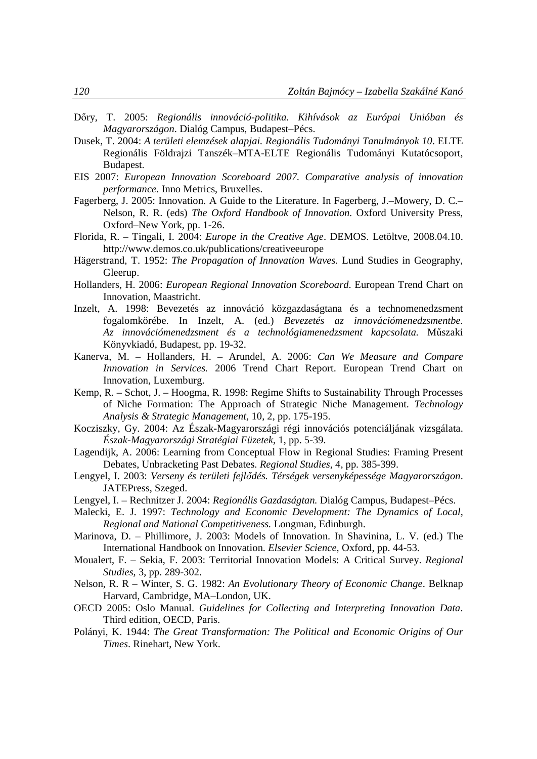Dőry, T. 2005: *Regionális innováció-politika. Kihívások az Európai Unióban és Magyarországon*. Dialóg Campus, Budapest–Pécs.

Dusek, T. 2004: *A területi elemzések alapjai. Regionális Tudományi Tanulmányok 10*. ELTE Regionális Földrajzi Tanszék–MTA-ELTE Regionális Tudományi Kutatócsoport, Budapest.

EIS 2007: *European Innovation Scoreboard 2007. Comparative analysis of innovation performance*. Inno Metrics, Bruxelles.

Fagerberg, J. 2005: Innovation. A Guide to the Literature. In Fagerberg, J.–Mowery, D. C.–Nelson, R. R. (eds) *The Oxford Handbook of Innovation.* Oxford University Press, Oxford–New York, pp. 1-26.

Florida, R. – Tingali, I. 2004: *Europe in the Creative Age*. DEMOS. Letöltve, 2008.04.10. http://www.demos.co.uk/publications/creativeeurope

Hägerstrand, T. 1952: *The Propagation of Innovation Waves.* Lund Studies in Geography, Gleerup.

Hollanders, H. 2006: *European Regional Innovation Scoreboard*. European Trend Chart on Innovation, Maastricht.

Inzelt, A. 1998: Bevezetés az innováció közgazdaságtana és a technomenedzsment fogalomkörébe. In Inzelt, A. (ed.) *Bevezetés az innovációmenedzsmentbe. Az innovációmenedzsment és a technológiamenedzsment kapcsolata.* Műszaki Könyvkiadó, Budapest, pp. 19-32.

Kanerva, M. – Hollanders, H. – Arundel, A. 2006: *Can We Measure and Compare Innovation in Services.* 2006 Trend Chart Report. European Trend Chart on Innovation, Luxemburg.

Kemp, R. – Schot, J. – Hoogma, R. 1998: Regime Shifts to Sustainability Through Processes of Niche Formation: The Approach of Strategic Niche Management. *Technology Analysis & Strategic Management*, 10, 2, pp. 175-195.

Kocziszky, Gy. 2004: Az Észak-Magyarországi régi innovációs potenciáljának vizsgálata. *Észak-Magyarországi Stratégiai Füzetek*, 1, pp. 5-39.

Lagendijk, A. 2006: Learning from Conceptual Flow in Regional Studies: Framing Present Debates, Unbracketing Past Debates. *Regional Studies*, 4, pp. 385-399.

Lengyel, I. 2003: *Verseny és területi fejlődés. Térségek versenyképessége Magyarországon*. JATEPress, Szeged.

Lengyel, I. – Rechnitzer J. 2004: *Regionális Gazdaságtan.* Dialóg Campus, Budapest–Pécs.

Malecki, E. J. 1997: *Technology and Economic Development: The Dynamics of Local, Regional and National Competitiveness.* Longman, Edinburgh.

Marinova, D. – Phillimore, J. 2003: Models of Innovation. In Shavinina, L. V. (ed.) The International Handbook on Innovation. *Elsevier Science*, Oxford, pp. 44-53.

Moualert, F. – Sekia, F. 2003: Territorial Innovation Models: A Critical Survey. *Regional Studies*, 3, pp. 289-302.

Nelson, R. R – Winter, S. G. 1982: *An Evolutionary Theory of Economic Change*. Belknap Harvard, Cambridge, MA–London, UK.

OECD 2005: Oslo Manual. *Guidelines for Collecting and Interpreting Innovation Data*. Third edition, OECD, Paris.

Polányi, K. 1944: *The Great Transformation: The Political and Economic Origins of Our Times*. Rinehart, New York.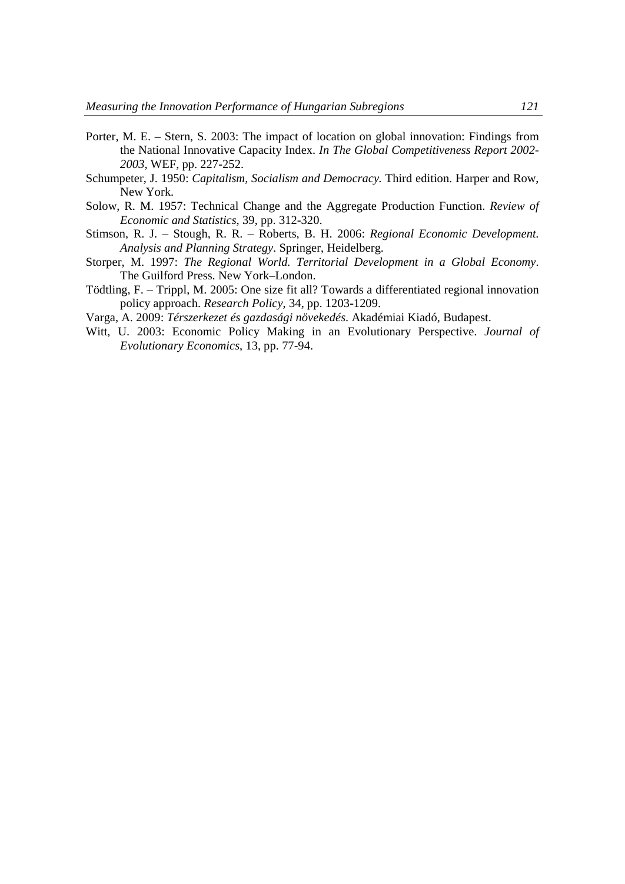Porter, M. E. – Stern, S. 2003: The impact of location on global innovation: Findings from the National Innovative Capacity Index. *In The Global Competitiveness Report 2002-2003*, WEF, pp. 227-252.

Schumpeter, J. 1950: *Capitalism, Socialism and Democracy.* Third edition. Harper and Row, New York.

Solow, R. M. 1957: Technical Change and the Aggregate Production Function. *Review of Economic and Statistics*, 39, pp. 312-320.

Stimson, R. J. – Stough, R. R. – Roberts, B. H. 2006: *Regional Economic Development. Analysis and Planning Strategy*. Springer, Heidelberg.

Storper, M. 1997: *The Regional World. Territorial Development in a Global Economy*. The Guilford Press. New York–London.

Tödtling, F. – Trippl, M. 2005: One size fit all? Towards a differentiated regional innovation policy approach. *Research Policy*, 34, pp. 1203-1209.

Varga, A. 2009: *Térszerkezet és gazdasági növekedés.* Akadémiai Kiadó, Budapest.

Witt, U. 2003: Economic Policy Making in an Evolutionary Perspective. *Journal of Evolutionary Economics*, 13, pp. 77-94.